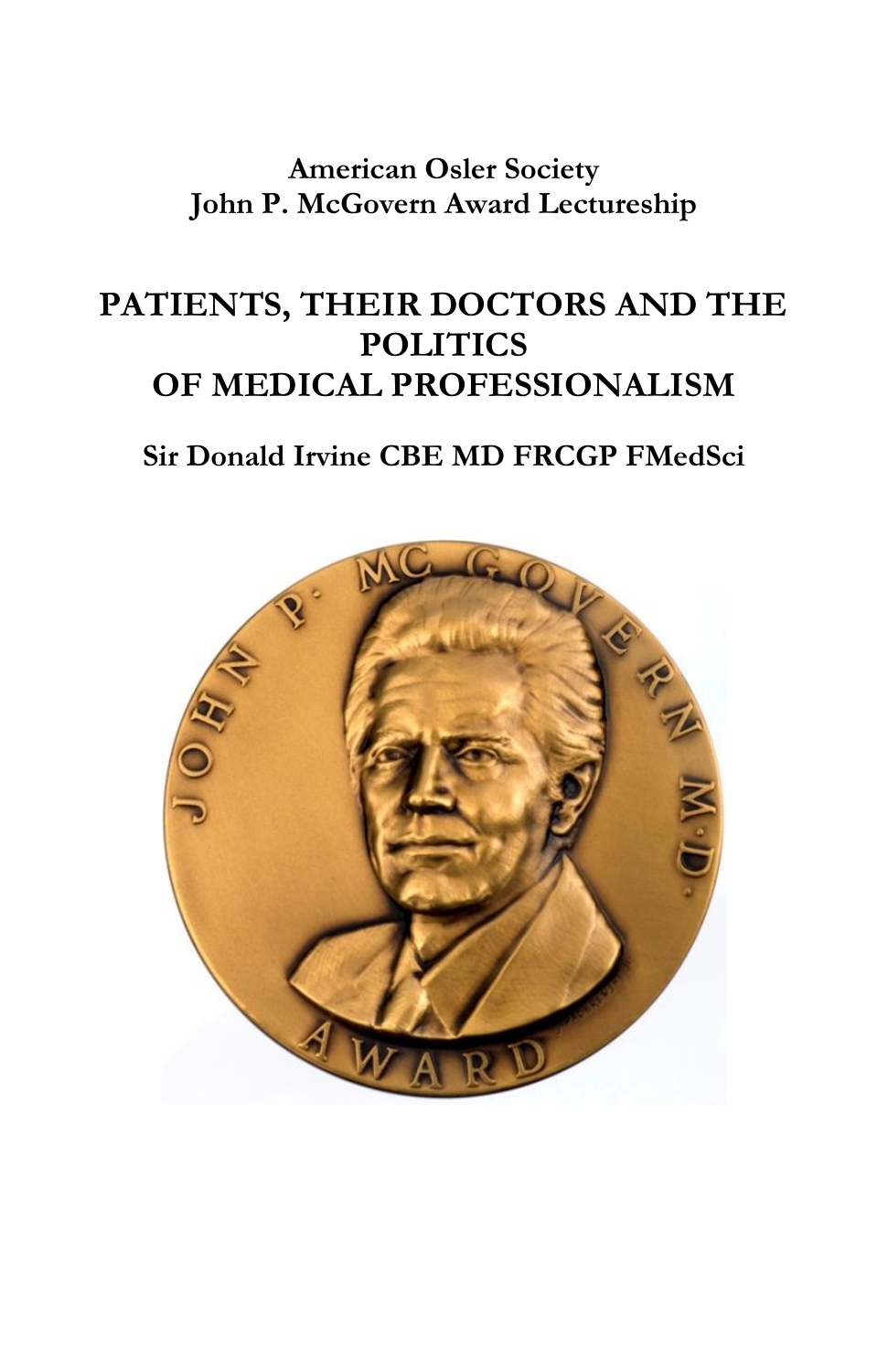**American Osler Society**
**John P. McGovern Award Lectureship**

# PATIENTS, THEIR DOCTORS AND THE POLITICS OF MEDICAL PROFESSIONALISM

**Sir Donald Irvine CBE MD FRCGP FMedSci**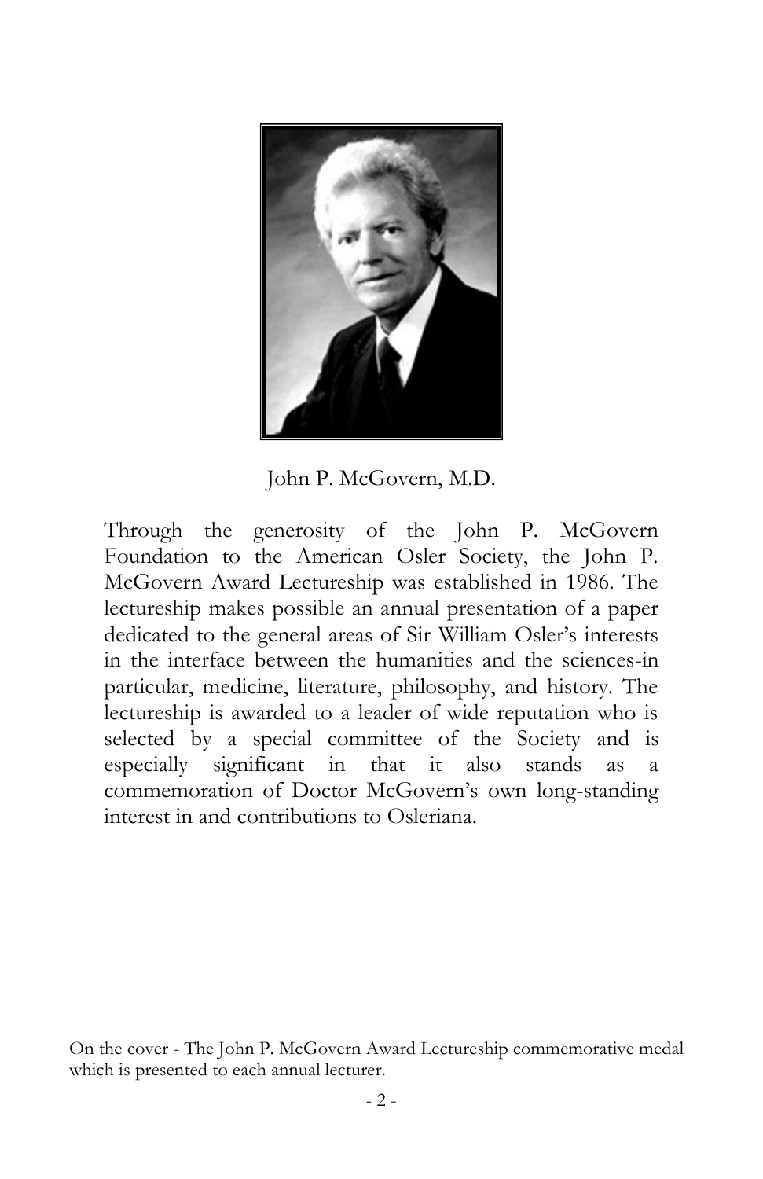John P. McGovern, M.D.

Through the generosity of the John P. McGovern Foundation to the American Osler Society, the John P. McGovern Award Lectureship was established in 1986. The lectureship makes possible an annual presentation of a paper dedicated to the general areas of Sir William Osler's interests in the interface between the humanities and the sciences-in particular, medicine, literature, philosophy, and history. The lectureship is awarded to a leader of wide reputation who is selected by a special committee of the Society and is especially significant in that it also stands as a commemoration of Doctor McGovern's own long-standing interest in and contributions to Osleriana.

On the cover - The John P. McGovern Award Lectureship commemorative medal which is presented to each annual lecturer.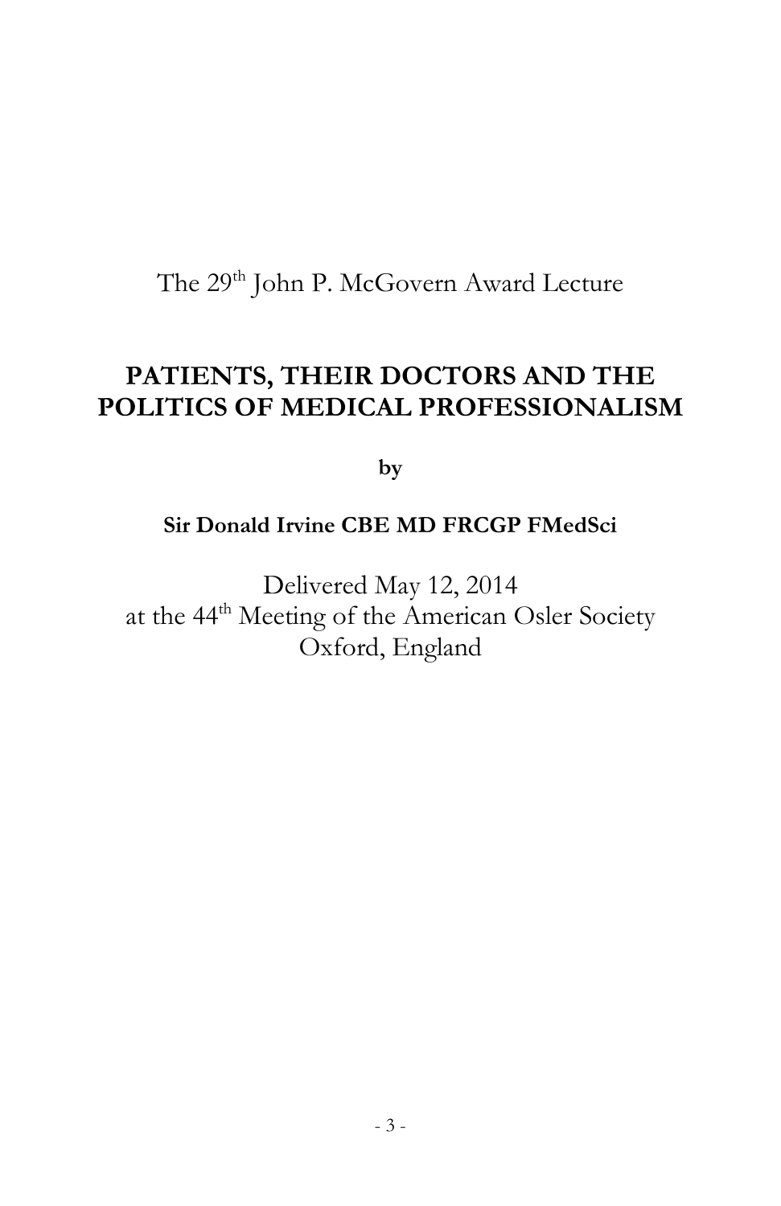The 29th John P. McGovern Award Lecture

# PATIENTS, THEIR DOCTORS AND THE POLITICS OF MEDICAL PROFESSIONALISM

**by**

**Sir Donald Irvine CBE MD FRCGP FMedSci**

Delivered May 12, 2014
at the 44th Meeting of the American Osler Society
Oxford, England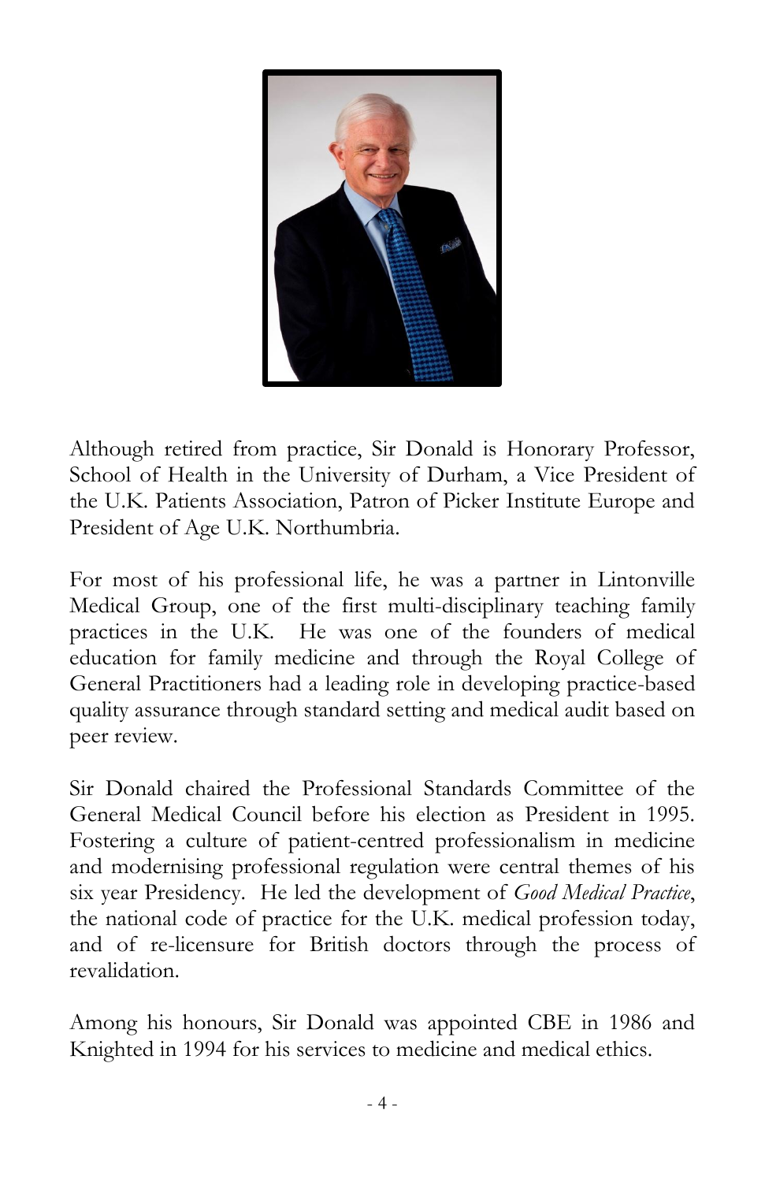Although retired from practice, Sir Donald is Honorary Professor, School of Health in the University of Durham, a Vice President of the U.K. Patients Association, Patron of Picker Institute Europe and President of Age U.K. Northumbria.

For most of his professional life, he was a partner in Lintonville Medical Group, one of the first multi-disciplinary teaching family practices in the U.K. He was one of the founders of medical education for family medicine and through the Royal College of General Practitioners had a leading role in developing practice-based quality assurance through standard setting and medical audit based on peer review.

Sir Donald chaired the Professional Standards Committee of the General Medical Council before his election as President in 1995. Fostering a culture of patient-centred professionalism in medicine and modernising professional regulation were central themes of his six year Presidency. He led the development of *Good Medical Practice*, the national code of practice for the U.K. medical profession today, and of re-licensure for British doctors through the process of revalidation.

Among his honours, Sir Donald was appointed CBE in 1986 and Knighted in 1994 for his services to medicine and medical ethics.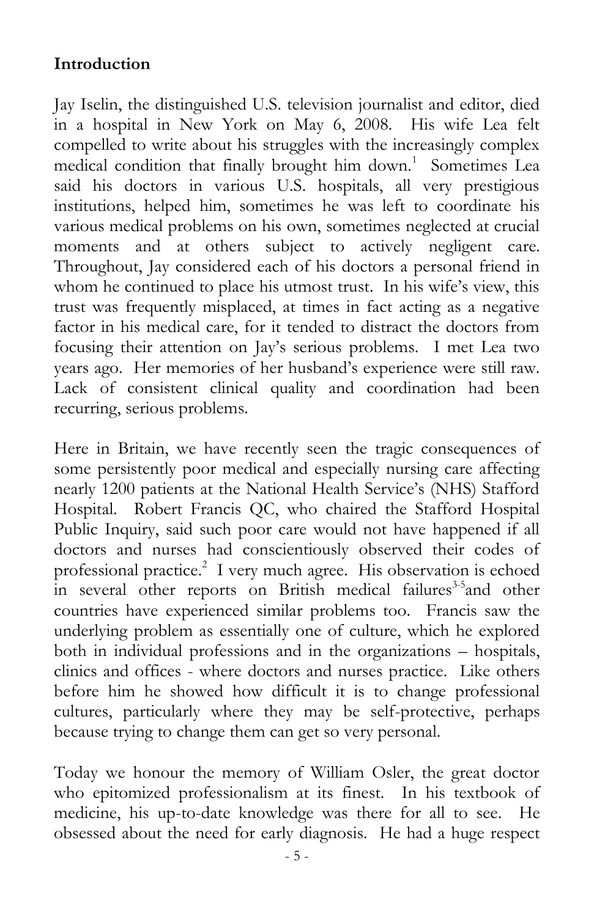**Introduction**

Jay Iselin, the distinguished U.S. television journalist and editor, died in a hospital in New York on May 6, 2008. His wife Lea felt compelled to write about his struggles with the increasingly complex medical condition that finally brought him down.[1] Sometimes Lea said his doctors in various U.S. hospitals, all very prestigious institutions, helped him, sometimes he was left to coordinate his various medical problems on his own, sometimes neglected at crucial moments and at others subject to actively negligent care. Throughout, Jay considered each of his doctors a personal friend in whom he continued to place his utmost trust. In his wife's view, this trust was frequently misplaced, at times in fact acting as a negative factor in his medical care, for it tended to distract the doctors from focusing their attention on Jay's serious problems. I met Lea two years ago. Her memories of her husband's experience were still raw. Lack of consistent clinical quality and coordination had been recurring, serious problems.

Here in Britain, we have recently seen the tragic consequences of some persistently poor medical and especially nursing care affecting nearly 1200 patients at the National Health Service's (NHS) Stafford Hospital. Robert Francis QC, who chaired the Stafford Hospital Public Inquiry, said such poor care would not have happened if all doctors and nurses had conscientiously observed their codes of professional practice.[2] I very much agree. His observation is echoed in several other reports on British medical failures[3-5] and other countries have experienced similar problems too. Francis saw the underlying problem as essentially one of culture, which he explored both in individual professions and in the organizations – hospitals, clinics and offices - where doctors and nurses practice. Like others before him he showed how difficult it is to change professional cultures, particularly where they may be self-protective, perhaps because trying to change them can get so very personal.

Today we honour the memory of William Osler, the great doctor who epitomized professionalism at its finest. In his textbook of medicine, his up-to-date knowledge was there for all to see. He obsessed about the need for early diagnosis. He had a huge respect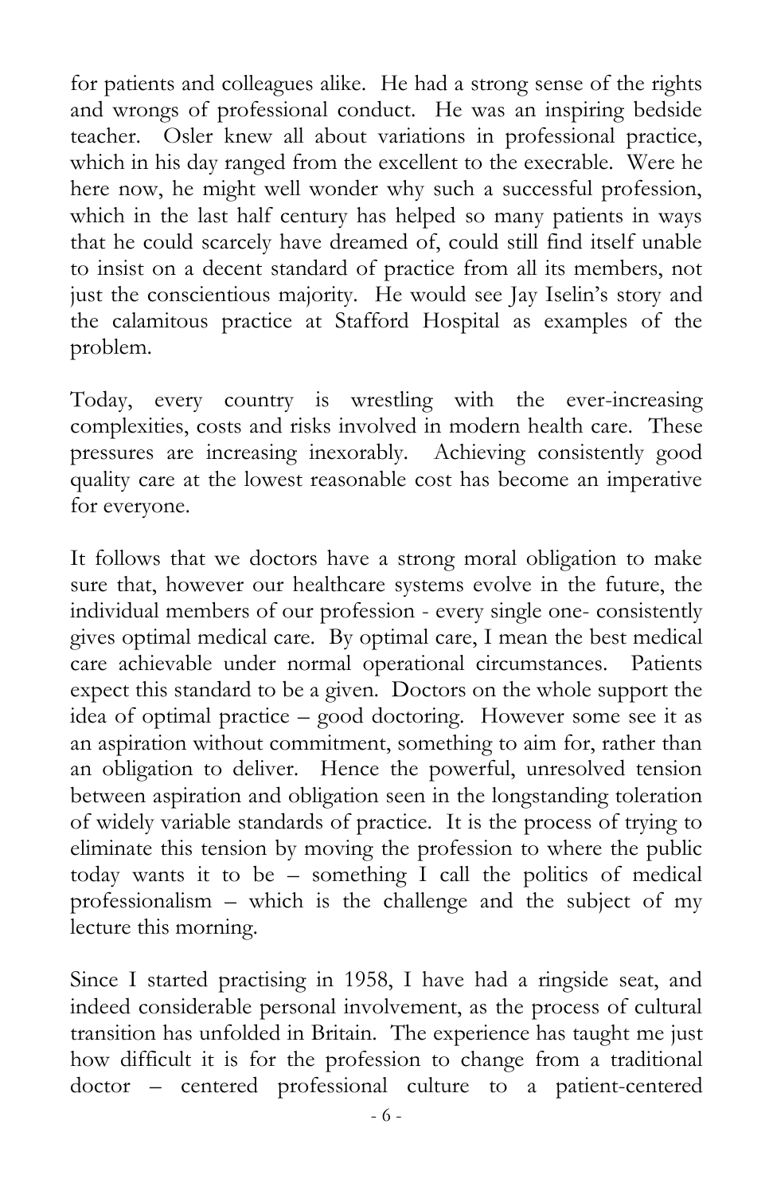for patients and colleagues alike. He had a strong sense of the rights and wrongs of professional conduct. He was an inspiring bedside teacher. Osler knew all about variations in professional practice, which in his day ranged from the excellent to the execrable. Were he here now, he might well wonder why such a successful profession, which in the last half century has helped so many patients in ways that he could scarcely have dreamed of, could still find itself unable to insist on a decent standard of practice from all its members, not just the conscientious majority. He would see Jay Iselin's story and the calamitous practice at Stafford Hospital as examples of the problem.

Today, every country is wrestling with the ever-increasing complexities, costs and risks involved in modern health care. These pressures are increasing inexorably. Achieving consistently good quality care at the lowest reasonable cost has become an imperative for everyone.

It follows that we doctors have a strong moral obligation to make sure that, however our healthcare systems evolve in the future, the individual members of our profession - every single one- consistently gives optimal medical care. By optimal care, I mean the best medical care achievable under normal operational circumstances. Patients expect this standard to be a given. Doctors on the whole support the idea of optimal practice – good doctoring. However some see it as an aspiration without commitment, something to aim for, rather than an obligation to deliver. Hence the powerful, unresolved tension between aspiration and obligation seen in the longstanding toleration of widely variable standards of practice. It is the process of trying to eliminate this tension by moving the profession to where the public today wants it to be – something I call the politics of medical professionalism – which is the challenge and the subject of my lecture this morning.

Since I started practising in 1958, I have had a ringside seat, and indeed considerable personal involvement, as the process of cultural transition has unfolded in Britain. The experience has taught me just how difficult it is for the profession to change from a traditional doctor – centered professional culture to a patient-centered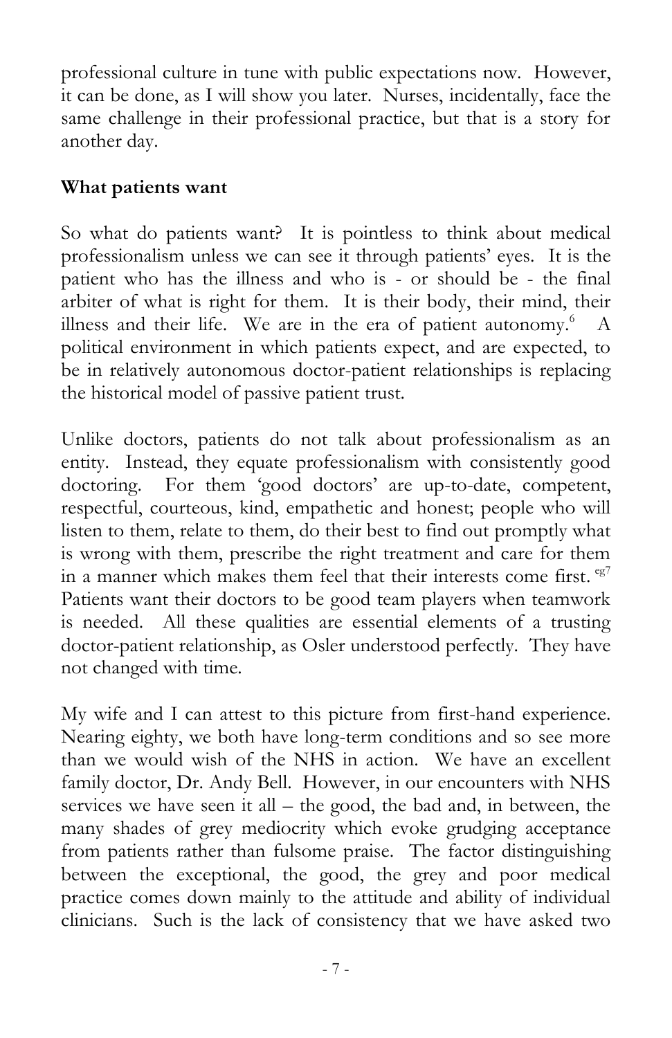professional culture in tune with public expectations now. However, it can be done, as I will show you later. Nurses, incidentally, face the same challenge in their professional practice, but that is a story for another day.

**What patients want**

So what do patients want? It is pointless to think about medical professionalism unless we can see it through patients' eyes. It is the patient who has the illness and who is - or should be - the final arbiter of what is right for them. It is their body, their mind, their illness and their life. We are in the era of patient autonomy.[6] A political environment in which patients expect, and are expected, to be in relatively autonomous doctor-patient relationships is replacing the historical model of passive patient trust.

Unlike doctors, patients do not talk about professionalism as an entity. Instead, they equate professionalism with consistently good doctoring. For them 'good doctors' are up-to-date, competent, respectful, courteous, kind, empathetic and honest; people who will listen to them, relate to them, do their best to find out promptly what is wrong with them, prescribe the right treatment and care for them in a manner which makes them feel that their interests come first.[eg7] Patients want their doctors to be good team players when teamwork is needed. All these qualities are essential elements of a trusting doctor-patient relationship, as Osler understood perfectly. They have not changed with time.

My wife and I can attest to this picture from first-hand experience. Nearing eighty, we both have long-term conditions and so see more than we would wish of the NHS in action. We have an excellent family doctor, Dr. Andy Bell. However, in our encounters with NHS services we have seen it all – the good, the bad and, in between, the many shades of grey mediocrity which evoke grudging acceptance from patients rather than fulsome praise. The factor distinguishing between the exceptional, the good, the grey and poor medical practice comes down mainly to the attitude and ability of individual clinicians. Such is the lack of consistency that we have asked two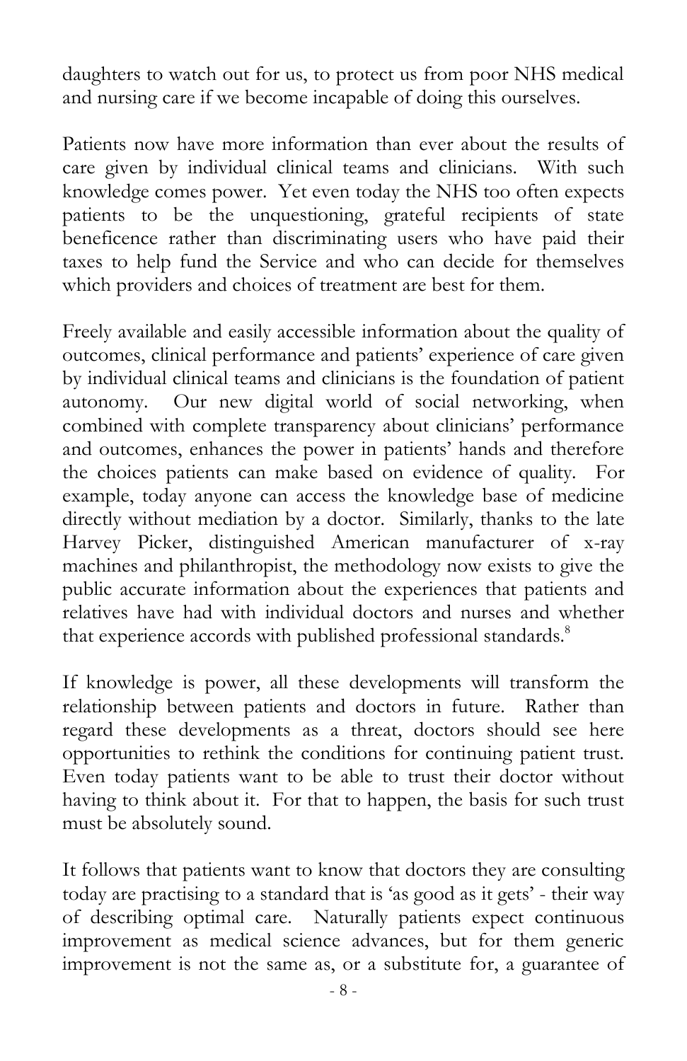daughters to watch out for us, to protect us from poor NHS medical and nursing care if we become incapable of doing this ourselves.

Patients now have more information than ever about the results of care given by individual clinical teams and clinicians. With such knowledge comes power. Yet even today the NHS too often expects patients to be the unquestioning, grateful recipients of state beneficence rather than discriminating users who have paid their taxes to help fund the Service and who can decide for themselves which providers and choices of treatment are best for them.

Freely available and easily accessible information about the quality of outcomes, clinical performance and patients' experience of care given by individual clinical teams and clinicians is the foundation of patient autonomy. Our new digital world of social networking, when combined with complete transparency about clinicians' performance and outcomes, enhances the power in patients' hands and therefore the choices patients can make based on evidence of quality. For example, today anyone can access the knowledge base of medicine directly without mediation by a doctor. Similarly, thanks to the late Harvey Picker, distinguished American manufacturer of x-ray machines and philanthropist, the methodology now exists to give the public accurate information about the experiences that patients and relatives have had with individual doctors and nurses and whether that experience accords with published professional standards.[8]

If knowledge is power, all these developments will transform the relationship between patients and doctors in future. Rather than regard these developments as a threat, doctors should see here opportunities to rethink the conditions for continuing patient trust. Even today patients want to be able to trust their doctor without having to think about it. For that to happen, the basis for such trust must be absolutely sound.

It follows that patients want to know that doctors they are consulting today are practising to a standard that is 'as good as it gets' - their way of describing optimal care. Naturally patients expect continuous improvement as medical science advances, but for them generic improvement is not the same as, or a substitute for, a guarantee of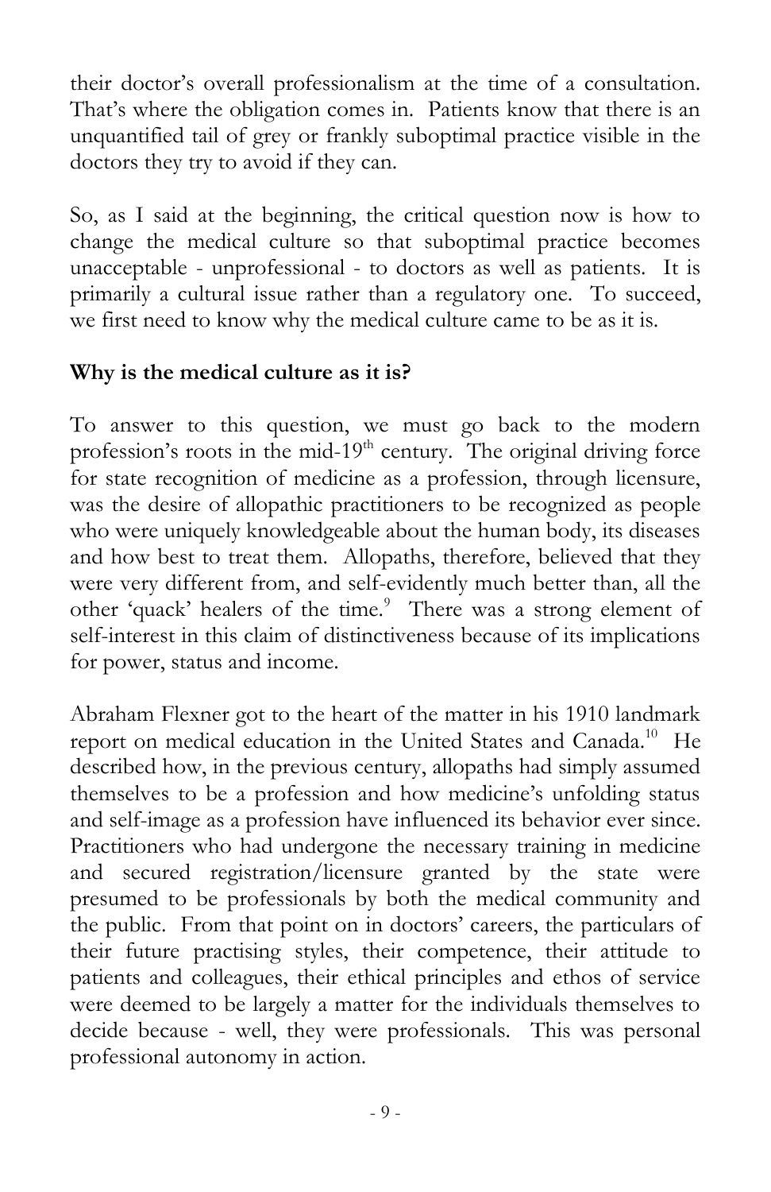their doctor's overall professionalism at the time of a consultation. That's where the obligation comes in. Patients know that there is an unquantified tail of grey or frankly suboptimal practice visible in the doctors they try to avoid if they can.

So, as I said at the beginning, the critical question now is how to change the medical culture so that suboptimal practice becomes unacceptable - unprofessional - to doctors as well as patients. It is primarily a cultural issue rather than a regulatory one. To succeed, we first need to know why the medical culture came to be as it is.

**Why is the medical culture as it is?**

To answer to this question, we must go back to the modern profession's roots in the mid-19th century. The original driving force for state recognition of medicine as a profession, through licensure, was the desire of allopathic practitioners to be recognized as people who were uniquely knowledgeable about the human body, its diseases and how best to treat them. Allopaths, therefore, believed that they were very different from, and self-evidently much better than, all the other 'quack' healers of the time.[9] There was a strong element of self-interest in this claim of distinctiveness because of its implications for power, status and income.

Abraham Flexner got to the heart of the matter in his 1910 landmark report on medical education in the United States and Canada.[10] He described how, in the previous century, allopaths had simply assumed themselves to be a profession and how medicine's unfolding status and self-image as a profession have influenced its behavior ever since. Practitioners who had undergone the necessary training in medicine and secured registration/licensure granted by the state were presumed to be professionals by both the medical community and the public. From that point on in doctors' careers, the particulars of their future practising styles, their competence, their attitude to patients and colleagues, their ethical principles and ethos of service were deemed to be largely a matter for the individuals themselves to decide because - well, they were professionals. This was personal professional autonomy in action.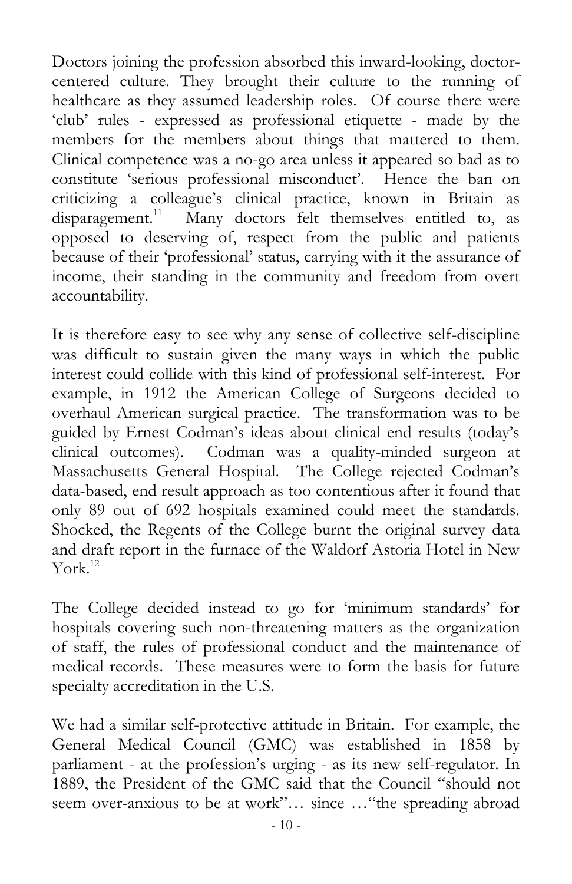Doctors joining the profession absorbed this inward-looking, doctor-centered culture. They brought their culture to the running of healthcare as they assumed leadership roles. Of course there were 'club' rules - expressed as professional etiquette - made by the members for the members about things that mattered to them. Clinical competence was a no-go area unless it appeared so bad as to constitute 'serious professional misconduct'. Hence the ban on criticizing a colleague's clinical practice, known in Britain as disparagement.[11] Many doctors felt themselves entitled to, as opposed to deserving of, respect from the public and patients because of their 'professional' status, carrying with it the assurance of income, their standing in the community and freedom from overt accountability.

It is therefore easy to see why any sense of collective self-discipline was difficult to sustain given the many ways in which the public interest could collide with this kind of professional self-interest. For example, in 1912 the American College of Surgeons decided to overhaul American surgical practice. The transformation was to be guided by Ernest Codman's ideas about clinical end results (today's clinical outcomes). Codman was a quality-minded surgeon at Massachusetts General Hospital. The College rejected Codman's data-based, end result approach as too contentious after it found that only 89 out of 692 hospitals examined could meet the standards. Shocked, the Regents of the College burnt the original survey data and draft report in the furnace of the Waldorf Astoria Hotel in New York.[12]

The College decided instead to go for 'minimum standards' for hospitals covering such non-threatening matters as the organization of staff, the rules of professional conduct and the maintenance of medical records. These measures were to form the basis for future specialty accreditation in the U.S.

We had a similar self-protective attitude in Britain. For example, the General Medical Council (GMC) was established in 1858 by parliament - at the profession's urging - as its new self-regulator. In 1889, the President of the GMC said that the Council "should not seem over-anxious to be at work"… since …"the spreading abroad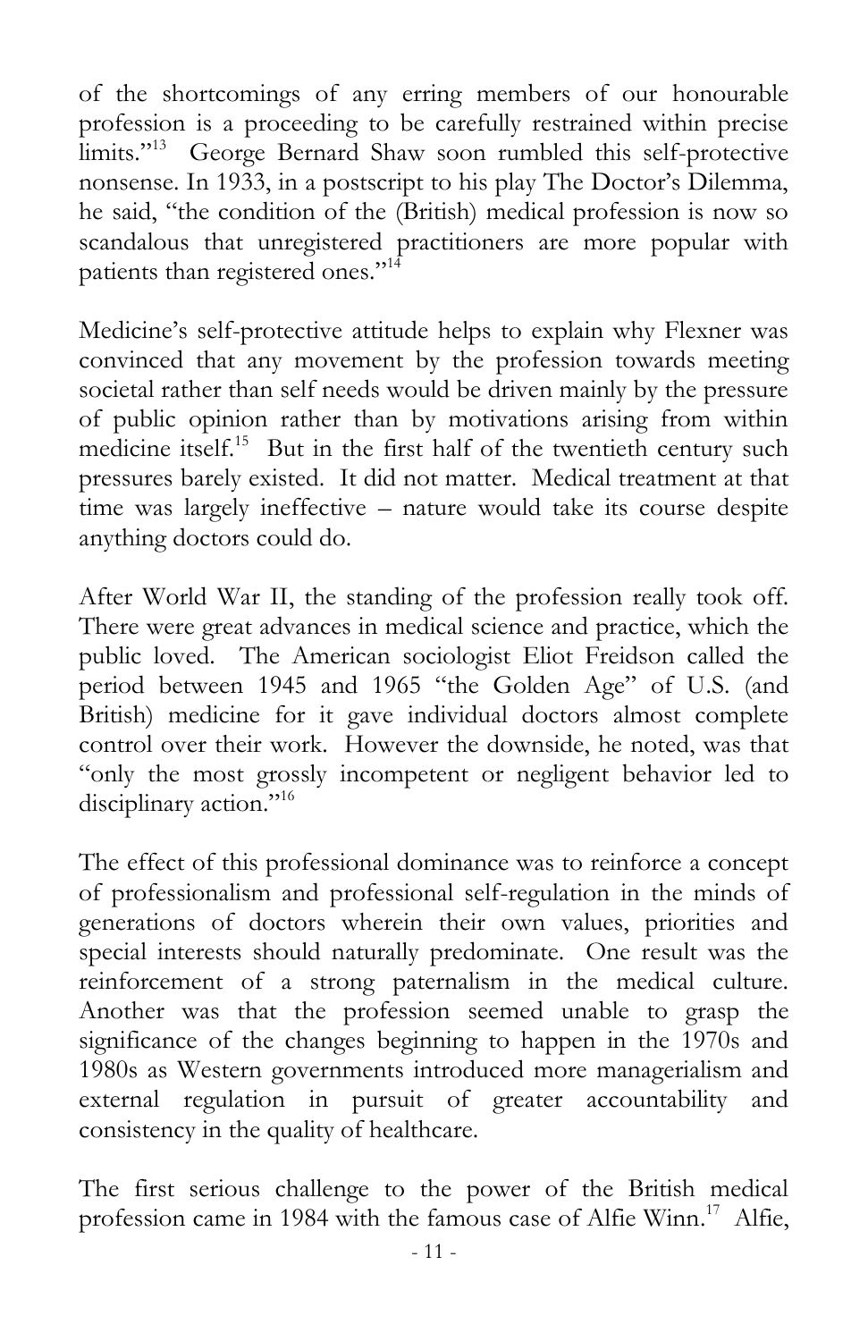of the shortcomings of any erring members of our honourable profession is a proceeding to be carefully restrained within precise limits."[13] George Bernard Shaw soon rumbled this self-protective nonsense. In 1933, in a postscript to his play The Doctor's Dilemma, he said, "the condition of the (British) medical profession is now so scandalous that unregistered practitioners are more popular with patients than registered ones."[14]

Medicine's self-protective attitude helps to explain why Flexner was convinced that any movement by the profession towards meeting societal rather than self needs would be driven mainly by the pressure of public opinion rather than by motivations arising from within medicine itself.[15] But in the first half of the twentieth century such pressures barely existed. It did not matter. Medical treatment at that time was largely ineffective – nature would take its course despite anything doctors could do.

After World War II, the standing of the profession really took off. There were great advances in medical science and practice, which the public loved. The American sociologist Eliot Freidson called the period between 1945 and 1965 "the Golden Age" of U.S. (and British) medicine for it gave individual doctors almost complete control over their work. However the downside, he noted, was that "only the most grossly incompetent or negligent behavior led to disciplinary action."[16]

The effect of this professional dominance was to reinforce a concept of professionalism and professional self-regulation in the minds of generations of doctors wherein their own values, priorities and special interests should naturally predominate. One result was the reinforcement of a strong paternalism in the medical culture. Another was that the profession seemed unable to grasp the significance of the changes beginning to happen in the 1970s and 1980s as Western governments introduced more managerialism and external regulation in pursuit of greater accountability and consistency in the quality of healthcare.

The first serious challenge to the power of the British medical profession came in 1984 with the famous case of Alfie Winn.[17] Alfie,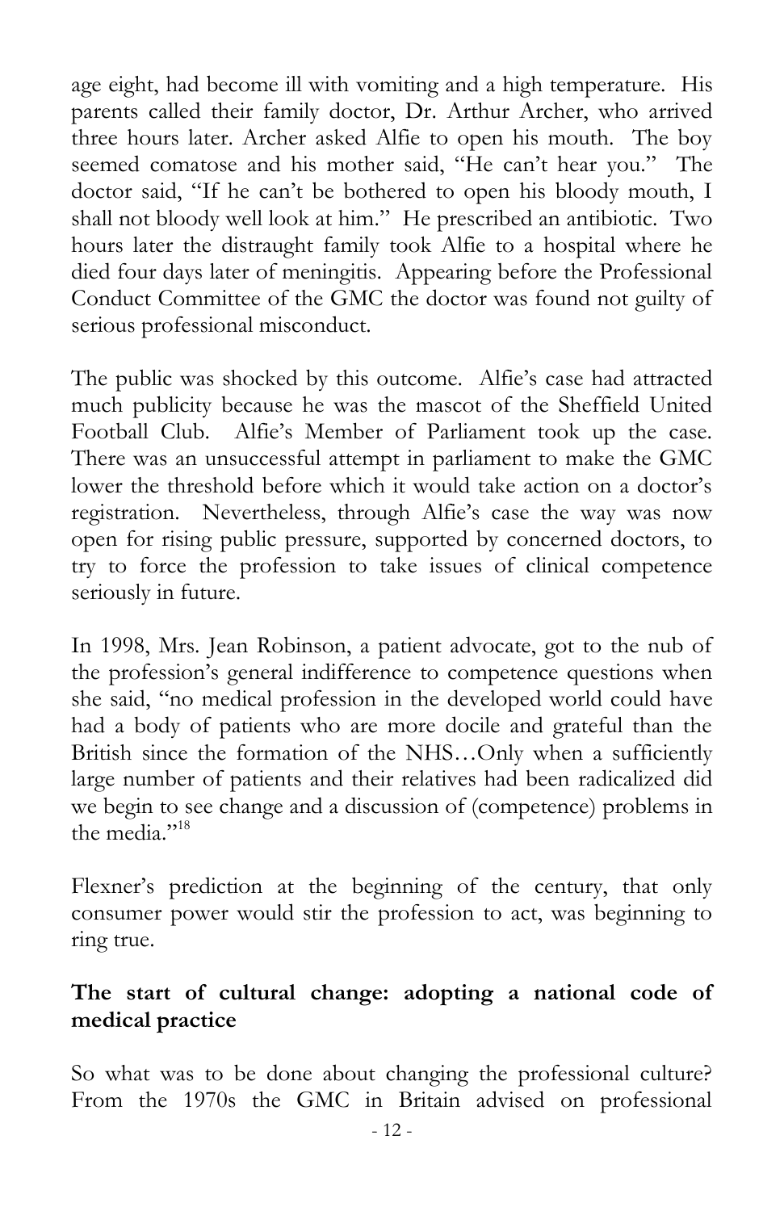age eight, had become ill with vomiting and a high temperature. His parents called their family doctor, Dr. Arthur Archer, who arrived three hours later. Archer asked Alfie to open his mouth. The boy seemed comatose and his mother said, "He can't hear you." The doctor said, "If he can't be bothered to open his bloody mouth, I shall not bloody well look at him." He prescribed an antibiotic. Two hours later the distraught family took Alfie to a hospital where he died four days later of meningitis. Appearing before the Professional Conduct Committee of the GMC the doctor was found not guilty of serious professional misconduct.

The public was shocked by this outcome. Alfie's case had attracted much publicity because he was the mascot of the Sheffield United Football Club. Alfie's Member of Parliament took up the case. There was an unsuccessful attempt in parliament to make the GMC lower the threshold before which it would take action on a doctor's registration. Nevertheless, through Alfie's case the way was now open for rising public pressure, supported by concerned doctors, to try to force the profession to take issues of clinical competence seriously in future.

In 1998, Mrs. Jean Robinson, a patient advocate, got to the nub of the profession's general indifference to competence questions when she said, "no medical profession in the developed world could have had a body of patients who are more docile and grateful than the British since the formation of the NHS…Only when a sufficiently large number of patients and their relatives had been radicalized did we begin to see change and a discussion of (competence) problems in the media."[18]

Flexner's prediction at the beginning of the century, that only consumer power would stir the profession to act, was beginning to ring true.

## The start of cultural change: adopting a national code of medical practice

So what was to be done about changing the professional culture? From the 1970s the GMC in Britain advised on professional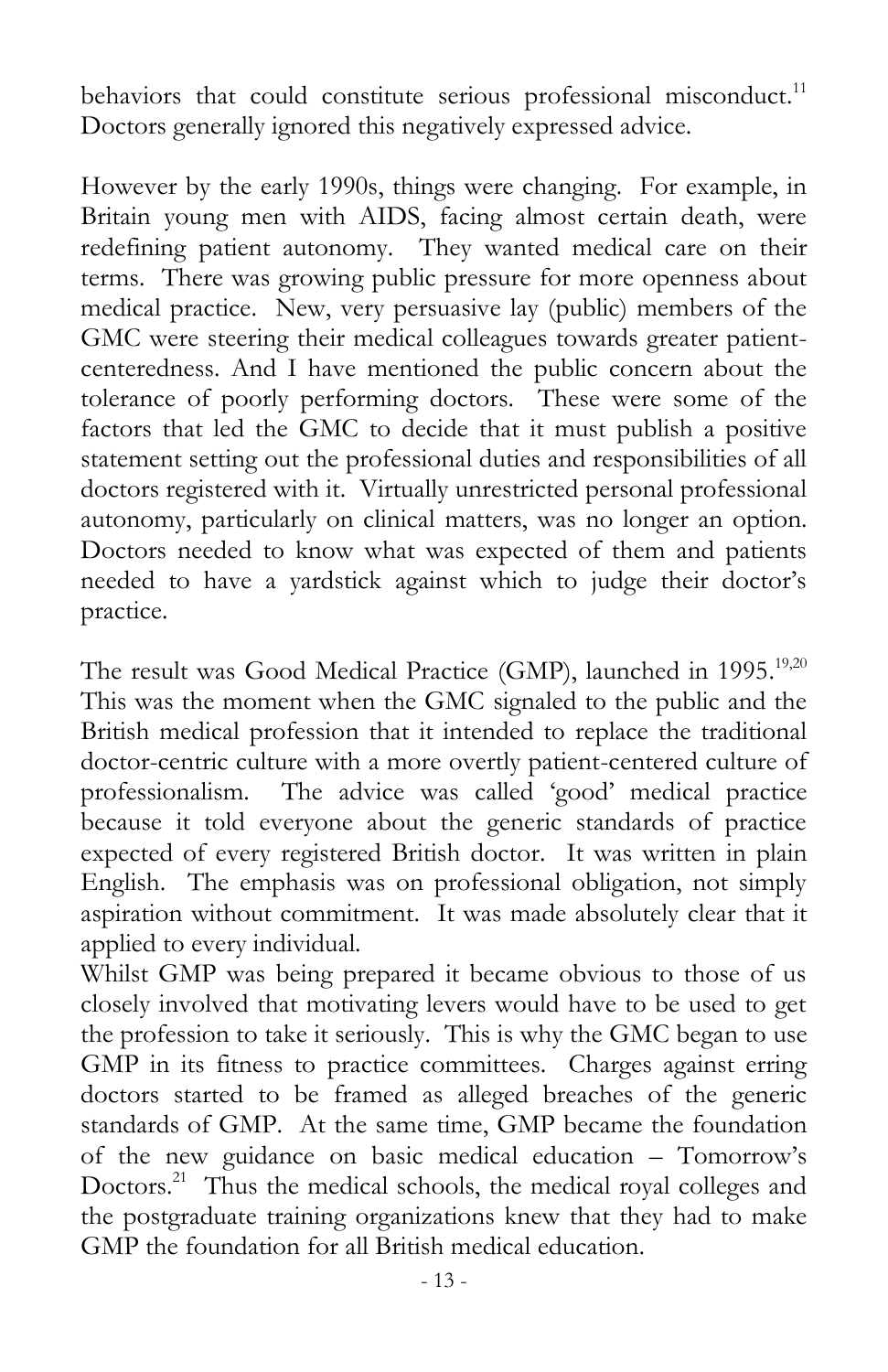behaviors that could constitute serious professional misconduct.[11] Doctors generally ignored this negatively expressed advice.

However by the early 1990s, things were changing. For example, in Britain young men with AIDS, facing almost certain death, were redefining patient autonomy. They wanted medical care on their terms. There was growing public pressure for more openness about medical practice. New, very persuasive lay (public) members of the GMC were steering their medical colleagues towards greater patient-centeredness. And I have mentioned the public concern about the tolerance of poorly performing doctors. These were some of the factors that led the GMC to decide that it must publish a positive statement setting out the professional duties and responsibilities of all doctors registered with it. Virtually unrestricted personal professional autonomy, particularly on clinical matters, was no longer an option. Doctors needed to know what was expected of them and patients needed to have a yardstick against which to judge their doctor's practice.

The result was Good Medical Practice (GMP), launched in 1995.[19,20] This was the moment when the GMC signaled to the public and the British medical profession that it intended to replace the traditional doctor-centric culture with a more overtly patient-centered culture of professionalism. The advice was called 'good' medical practice because it told everyone about the generic standards of practice expected of every registered British doctor. It was written in plain English. The emphasis was on professional obligation, not simply aspiration without commitment. It was made absolutely clear that it applied to every individual.

Whilst GMP was being prepared it became obvious to those of us closely involved that motivating levers would have to be used to get the profession to take it seriously. This is why the GMC began to use GMP in its fitness to practice committees. Charges against erring doctors started to be framed as alleged breaches of the generic standards of GMP. At the same time, GMP became the foundation of the new guidance on basic medical education – Tomorrow's Doctors.[21] Thus the medical schools, the medical royal colleges and the postgraduate training organizations knew that they had to make GMP the foundation for all British medical education.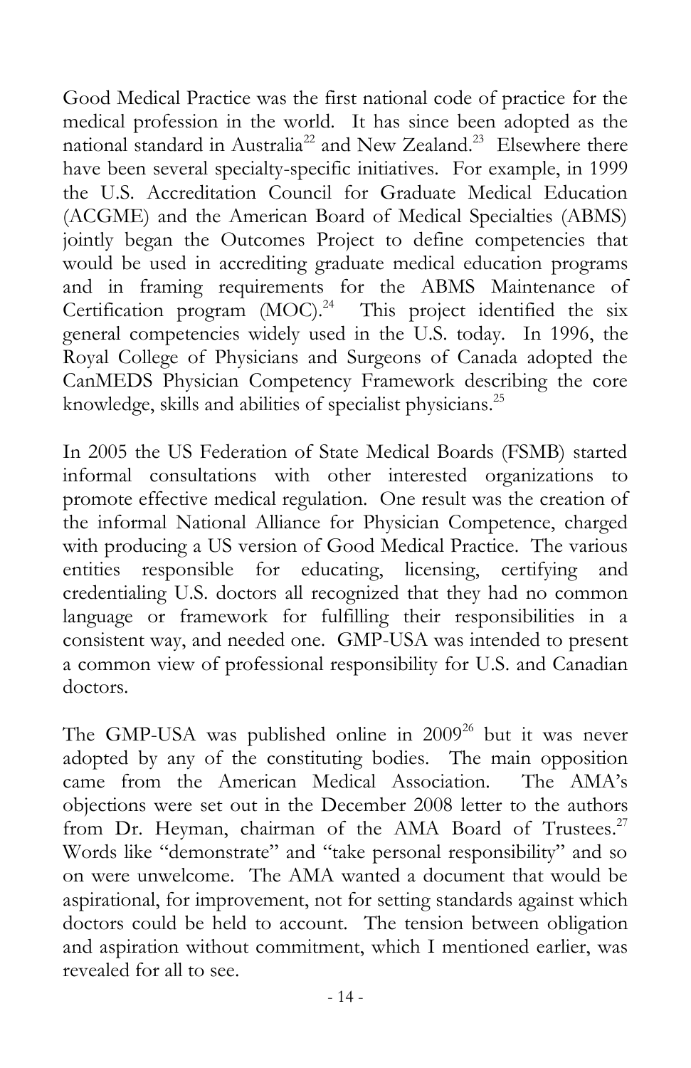Good Medical Practice was the first national code of practice for the medical profession in the world. It has since been adopted as the national standard in Australia[22] and New Zealand.[23] Elsewhere there have been several specialty-specific initiatives. For example, in 1999 the U.S. Accreditation Council for Graduate Medical Education (ACGME) and the American Board of Medical Specialties (ABMS) jointly began the Outcomes Project to define competencies that would be used in accrediting graduate medical education programs and in framing requirements for the ABMS Maintenance of Certification program (MOC).[24] This project identified the six general competencies widely used in the U.S. today. In 1996, the Royal College of Physicians and Surgeons of Canada adopted the CanMEDS Physician Competency Framework describing the core knowledge, skills and abilities of specialist physicians.[25]

In 2005 the US Federation of State Medical Boards (FSMB) started informal consultations with other interested organizations to promote effective medical regulation. One result was the creation of the informal National Alliance for Physician Competence, charged with producing a US version of Good Medical Practice. The various entities responsible for educating, licensing, certifying and credentialing U.S. doctors all recognized that they had no common language or framework for fulfilling their responsibilities in a consistent way, and needed one. GMP-USA was intended to present a common view of professional responsibility for U.S. and Canadian doctors.

The GMP-USA was published online in 2009[26] but it was never adopted by any of the constituting bodies. The main opposition came from the American Medical Association. The AMA's objections were set out in the December 2008 letter to the authors from Dr. Heyman, chairman of the AMA Board of Trustees.[27] Words like "demonstrate" and "take personal responsibility" and so on were unwelcome. The AMA wanted a document that would be aspirational, for improvement, not for setting standards against which doctors could be held to account. The tension between obligation and aspiration without commitment, which I mentioned earlier, was revealed for all to see.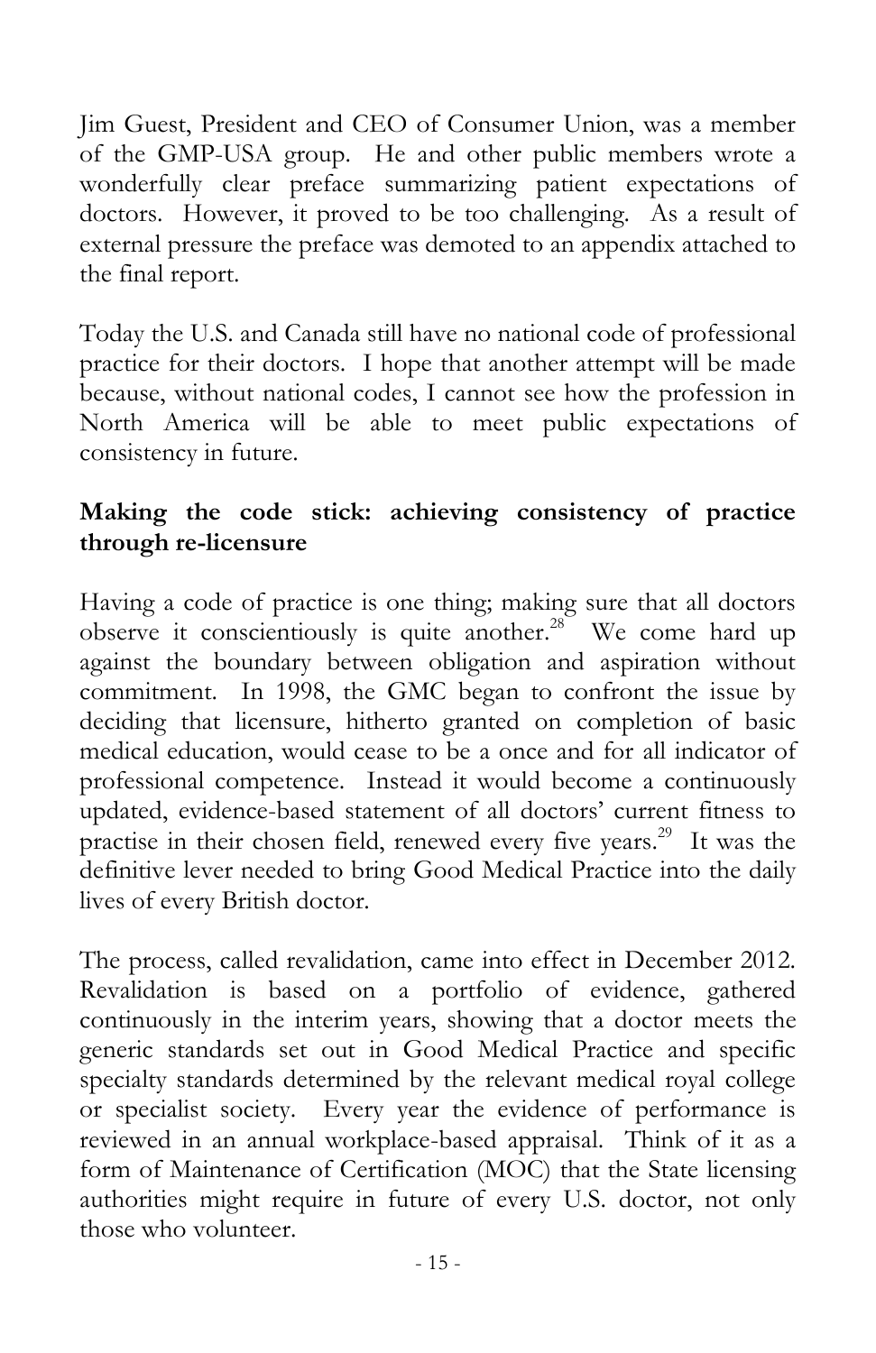Jim Guest, President and CEO of Consumer Union, was a member of the GMP-USA group. He and other public members wrote a wonderfully clear preface summarizing patient expectations of doctors. However, it proved to be too challenging. As a result of external pressure the preface was demoted to an appendix attached to the final report.

Today the U.S. and Canada still have no national code of professional practice for their doctors. I hope that another attempt will be made because, without national codes, I cannot see how the profession in North America will be able to meet public expectations of consistency in future.

**Making the code stick: achieving consistency of practice through re-licensure**

Having a code of practice is one thing; making sure that all doctors observe it conscientiously is quite another.[28] We come hard up against the boundary between obligation and aspiration without commitment. In 1998, the GMC began to confront the issue by deciding that licensure, hitherto granted on completion of basic medical education, would cease to be a once and for all indicator of professional competence. Instead it would become a continuously updated, evidence-based statement of all doctors' current fitness to practise in their chosen field, renewed every five years.[29] It was the definitive lever needed to bring Good Medical Practice into the daily lives of every British doctor.

The process, called revalidation, came into effect in December 2012. Revalidation is based on a portfolio of evidence, gathered continuously in the interim years, showing that a doctor meets the generic standards set out in Good Medical Practice and specific specialty standards determined by the relevant medical royal college or specialist society. Every year the evidence of performance is reviewed in an annual workplace-based appraisal. Think of it as a form of Maintenance of Certification (MOC) that the State licensing authorities might require in future of every U.S. doctor, not only those who volunteer.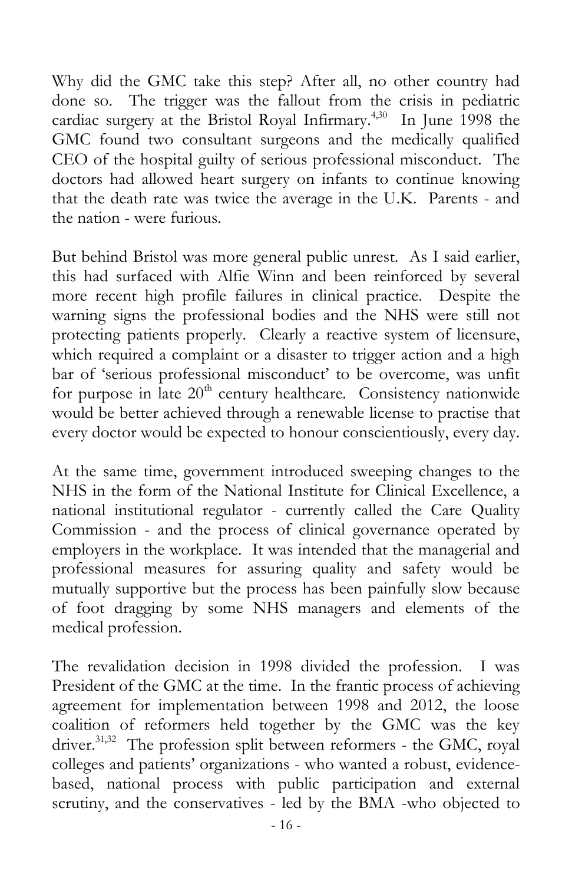Why did the GMC take this step? After all, no other country had done so. The trigger was the fallout from the crisis in pediatric cardiac surgery at the Bristol Royal Infirmary.[4,30] In June 1998 the GMC found two consultant surgeons and the medically qualified CEO of the hospital guilty of serious professional misconduct. The doctors had allowed heart surgery on infants to continue knowing that the death rate was twice the average in the U.K. Parents - and the nation - were furious.

But behind Bristol was more general public unrest. As I said earlier, this had surfaced with Alfie Winn and been reinforced by several more recent high profile failures in clinical practice. Despite the warning signs the professional bodies and the NHS were still not protecting patients properly. Clearly a reactive system of licensure, which required a complaint or a disaster to trigger action and a high bar of 'serious professional misconduct' to be overcome, was unfit for purpose in late 20th century healthcare. Consistency nationwide would be better achieved through a renewable license to practise that every doctor would be expected to honour conscientiously, every day.

At the same time, government introduced sweeping changes to the NHS in the form of the National Institute for Clinical Excellence, a national institutional regulator - currently called the Care Quality Commission - and the process of clinical governance operated by employers in the workplace. It was intended that the managerial and professional measures for assuring quality and safety would be mutually supportive but the process has been painfully slow because of foot dragging by some NHS managers and elements of the medical profession.

The revalidation decision in 1998 divided the profession. I was President of the GMC at the time. In the frantic process of achieving agreement for implementation between 1998 and 2012, the loose coalition of reformers held together by the GMC was the key driver.[31,32] The profession split between reformers - the GMC, royal colleges and patients' organizations - who wanted a robust, evidence-based, national process with public participation and external scrutiny, and the conservatives - led by the BMA -who objected to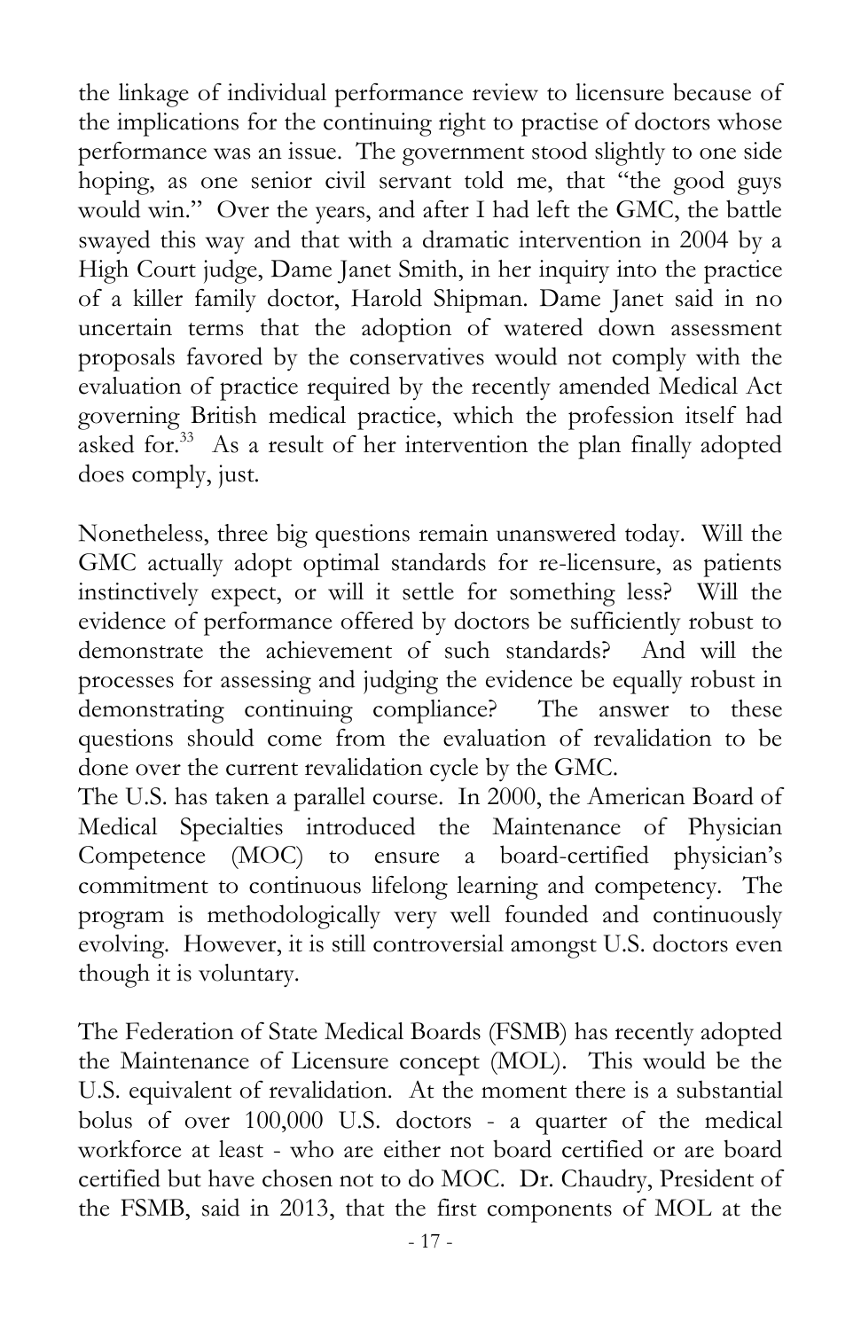the linkage of individual performance review to licensure because of the implications for the continuing right to practise of doctors whose performance was an issue. The government stood slightly to one side hoping, as one senior civil servant told me, that "the good guys would win." Over the years, and after I had left the GMC, the battle swayed this way and that with a dramatic intervention in 2004 by a High Court judge, Dame Janet Smith, in her inquiry into the practice of a killer family doctor, Harold Shipman. Dame Janet said in no uncertain terms that the adoption of watered down assessment proposals favored by the conservatives would not comply with the evaluation of practice required by the recently amended Medical Act governing British medical practice, which the profession itself had asked for.[33] As a result of her intervention the plan finally adopted does comply, just.

Nonetheless, three big questions remain unanswered today. Will the GMC actually adopt optimal standards for re-licensure, as patients instinctively expect, or will it settle for something less? Will the evidence of performance offered by doctors be sufficiently robust to demonstrate the achievement of such standards? And will the processes for assessing and judging the evidence be equally robust in demonstrating continuing compliance? The answer to these questions should come from the evaluation of revalidation to be done over the current revalidation cycle by the GMC.

The U.S. has taken a parallel course. In 2000, the American Board of Medical Specialties introduced the Maintenance of Physician Competence (MOC) to ensure a board-certified physician's commitment to continuous lifelong learning and competency. The program is methodologically very well founded and continuously evolving. However, it is still controversial amongst U.S. doctors even though it is voluntary.

The Federation of State Medical Boards (FSMB) has recently adopted the Maintenance of Licensure concept (MOL). This would be the U.S. equivalent of revalidation. At the moment there is a substantial bolus of over 100,000 U.S. doctors - a quarter of the medical workforce at least - who are either not board certified or are board certified but have chosen not to do MOC. Dr. Chaudry, President of the FSMB, said in 2013, that the first components of MOL at the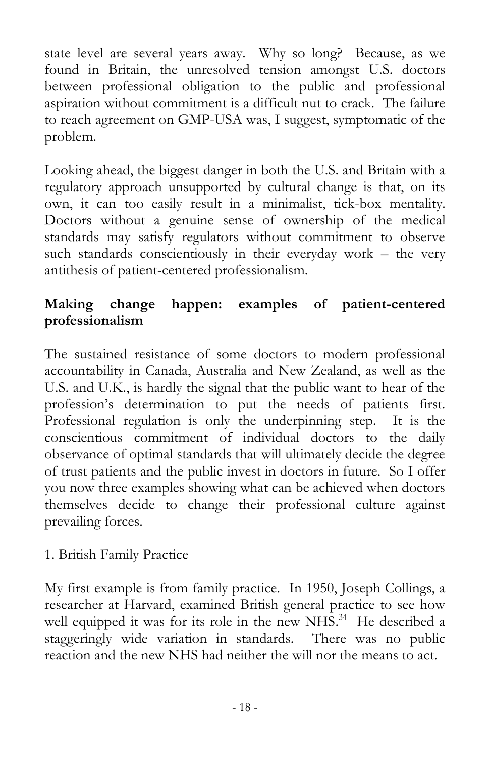state level are several years away. Why so long? Because, as we found in Britain, the unresolved tension amongst U.S. doctors between professional obligation to the public and professional aspiration without commitment is a difficult nut to crack. The failure to reach agreement on GMP-USA was, I suggest, symptomatic of the problem.

Looking ahead, the biggest danger in both the U.S. and Britain with a regulatory approach unsupported by cultural change is that, on its own, it can too easily result in a minimalist, tick-box mentality. Doctors without a genuine sense of ownership of the medical standards may satisfy regulators without commitment to observe such standards conscientiously in their everyday work – the very antithesis of patient-centered professionalism.

## Making change happen: examples of patient-centered professionalism

The sustained resistance of some doctors to modern professional accountability in Canada, Australia and New Zealand, as well as the U.S. and U.K., is hardly the signal that the public want to hear of the profession's determination to put the needs of patients first. Professional regulation is only the underpinning step. It is the conscientious commitment of individual doctors to the daily observance of optimal standards that will ultimately decide the degree of trust patients and the public invest in doctors in future. So I offer you now three examples showing what can be achieved when doctors themselves decide to change their professional culture against prevailing forces.

1. British Family Practice

My first example is from family practice. In 1950, Joseph Collings, a researcher at Harvard, examined British general practice to see how well equipped it was for its role in the new NHS.[34] He described a staggeringly wide variation in standards. There was no public reaction and the new NHS had neither the will nor the means to act.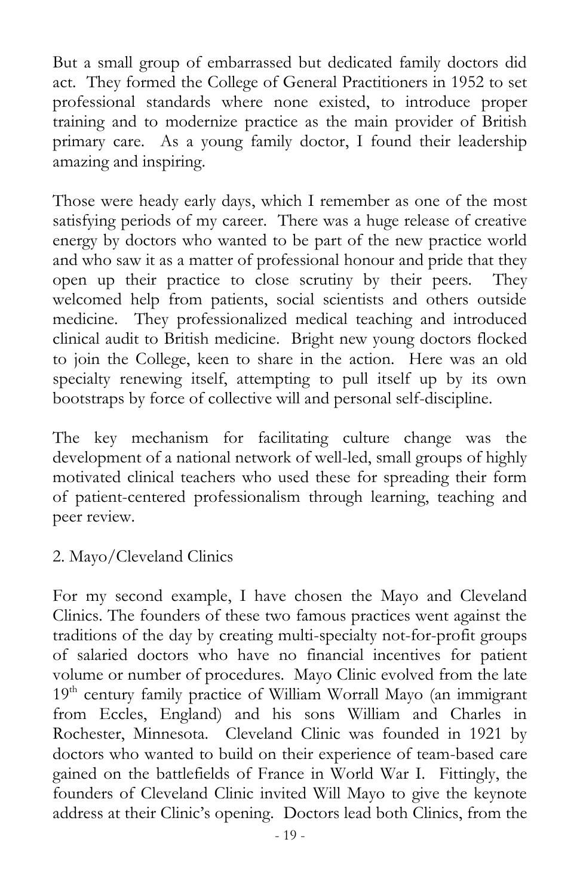But a small group of embarrassed but dedicated family doctors did act. They formed the College of General Practitioners in 1952 to set professional standards where none existed, to introduce proper training and to modernize practice as the main provider of British primary care. As a young family doctor, I found their leadership amazing and inspiring.

Those were heady early days, which I remember as one of the most satisfying periods of my career. There was a huge release of creative energy by doctors who wanted to be part of the new practice world and who saw it as a matter of professional honour and pride that they open up their practice to close scrutiny by their peers. They welcomed help from patients, social scientists and others outside medicine. They professionalized medical teaching and introduced clinical audit to British medicine. Bright new young doctors flocked to join the College, keen to share in the action. Here was an old specialty renewing itself, attempting to pull itself up by its own bootstraps by force of collective will and personal self-discipline.

The key mechanism for facilitating culture change was the development of a national network of well-led, small groups of highly motivated clinical teachers who used these for spreading their form of patient-centered professionalism through learning, teaching and peer review.

2. Mayo/Cleveland Clinics

For my second example, I have chosen the Mayo and Cleveland Clinics. The founders of these two famous practices went against the traditions of the day by creating multi-specialty not-for-profit groups of salaried doctors who have no financial incentives for patient volume or number of procedures. Mayo Clinic evolved from the late 19th century family practice of William Worrall Mayo (an immigrant from Eccles, England) and his sons William and Charles in Rochester, Minnesota. Cleveland Clinic was founded in 1921 by doctors who wanted to build on their experience of team-based care gained on the battlefields of France in World War I. Fittingly, the founders of Cleveland Clinic invited Will Mayo to give the keynote address at their Clinic's opening. Doctors lead both Clinics, from the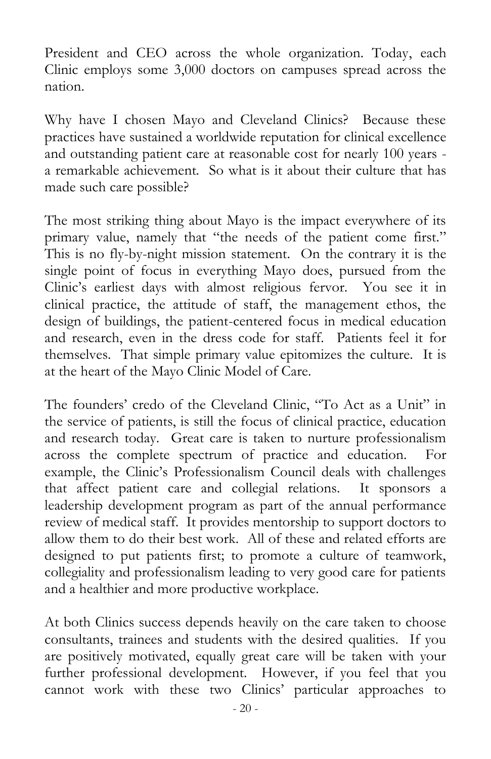President and CEO across the whole organization. Today, each Clinic employs some 3,000 doctors on campuses spread across the nation.

Why have I chosen Mayo and Cleveland Clinics? Because these practices have sustained a worldwide reputation for clinical excellence and outstanding patient care at reasonable cost for nearly 100 years - a remarkable achievement. So what is it about their culture that has made such care possible?

The most striking thing about Mayo is the impact everywhere of its primary value, namely that "the needs of the patient come first." This is no fly-by-night mission statement. On the contrary it is the single point of focus in everything Mayo does, pursued from the Clinic's earliest days with almost religious fervor. You see it in clinical practice, the attitude of staff, the management ethos, the design of buildings, the patient-centered focus in medical education and research, even in the dress code for staff. Patients feel it for themselves. That simple primary value epitomizes the culture. It is at the heart of the Mayo Clinic Model of Care.

The founders' credo of the Cleveland Clinic, "To Act as a Unit" in the service of patients, is still the focus of clinical practice, education and research today. Great care is taken to nurture professionalism across the complete spectrum of practice and education. For example, the Clinic's Professionalism Council deals with challenges that affect patient care and collegial relations. It sponsors a leadership development program as part of the annual performance review of medical staff. It provides mentorship to support doctors to allow them to do their best work. All of these and related efforts are designed to put patients first; to promote a culture of teamwork, collegiality and professionalism leading to very good care for patients and a healthier and more productive workplace.

At both Clinics success depends heavily on the care taken to choose consultants, trainees and students with the desired qualities. If you are positively motivated, equally great care will be taken with your further professional development. However, if you feel that you cannot work with these two Clinics' particular approaches to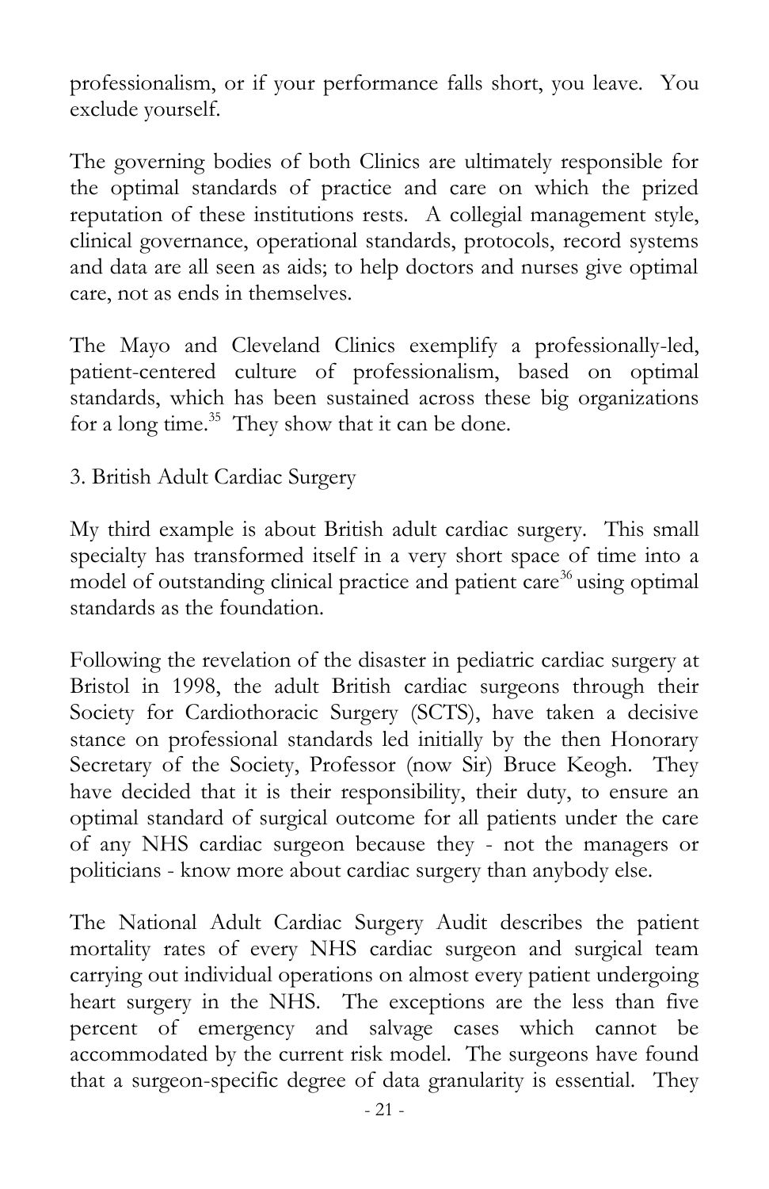professionalism, or if your performance falls short, you leave. You exclude yourself.

The governing bodies of both Clinics are ultimately responsible for the optimal standards of practice and care on which the prized reputation of these institutions rests. A collegial management style, clinical governance, operational standards, protocols, record systems and data are all seen as aids; to help doctors and nurses give optimal care, not as ends in themselves.

The Mayo and Cleveland Clinics exemplify a professionally-led, patient-centered culture of professionalism, based on optimal standards, which has been sustained across these big organizations for a long time.[35] They show that it can be done.

3. British Adult Cardiac Surgery

My third example is about British adult cardiac surgery. This small specialty has transformed itself in a very short space of time into a model of outstanding clinical practice and patient care[36] using optimal standards as the foundation.

Following the revelation of the disaster in pediatric cardiac surgery at Bristol in 1998, the adult British cardiac surgeons through their Society for Cardiothoracic Surgery (SCTS), have taken a decisive stance on professional standards led initially by the then Honorary Secretary of the Society, Professor (now Sir) Bruce Keogh. They have decided that it is their responsibility, their duty, to ensure an optimal standard of surgical outcome for all patients under the care of any NHS cardiac surgeon because they - not the managers or politicians - know more about cardiac surgery than anybody else.

The National Adult Cardiac Surgery Audit describes the patient mortality rates of every NHS cardiac surgeon and surgical team carrying out individual operations on almost every patient undergoing heart surgery in the NHS. The exceptions are the less than five percent of emergency and salvage cases which cannot be accommodated by the current risk model. The surgeons have found that a surgeon-specific degree of data granularity is essential. They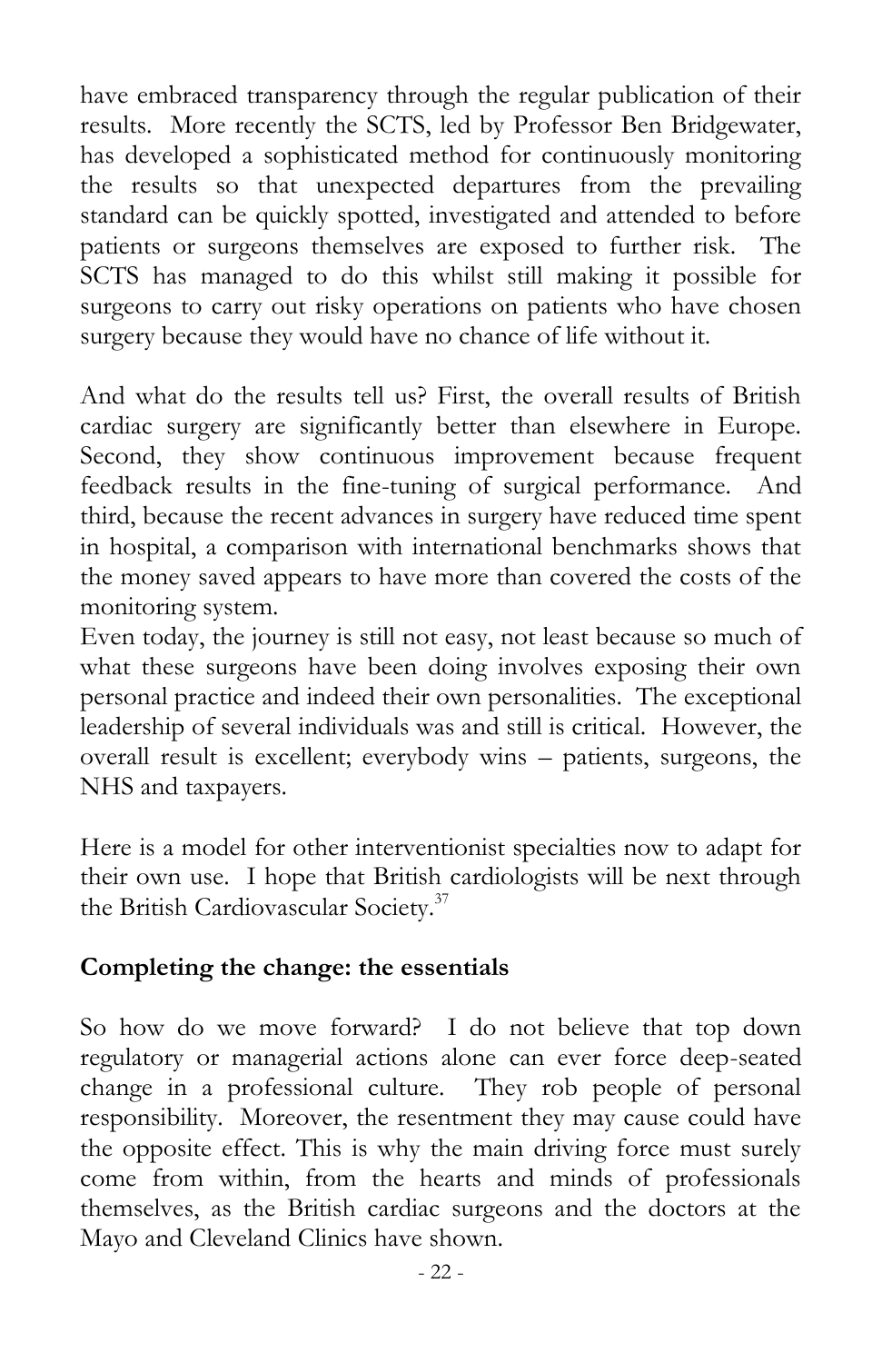have embraced transparency through the regular publication of their results. More recently the SCTS, led by Professor Ben Bridgewater, has developed a sophisticated method for continuously monitoring the results so that unexpected departures from the prevailing standard can be quickly spotted, investigated and attended to before patients or surgeons themselves are exposed to further risk. The SCTS has managed to do this whilst still making it possible for surgeons to carry out risky operations on patients who have chosen surgery because they would have no chance of life without it.

And what do the results tell us? First, the overall results of British cardiac surgery are significantly better than elsewhere in Europe. Second, they show continuous improvement because frequent feedback results in the fine-tuning of surgical performance. And third, because the recent advances in surgery have reduced time spent in hospital, a comparison with international benchmarks shows that the money saved appears to have more than covered the costs of the monitoring system.

Even today, the journey is still not easy, not least because so much of what these surgeons have been doing involves exposing their own personal practice and indeed their own personalities. The exceptional leadership of several individuals was and still is critical. However, the overall result is excellent; everybody wins – patients, surgeons, the NHS and taxpayers.

Here is a model for other interventionist specialties now to adapt for their own use. I hope that British cardiologists will be next through the British Cardiovascular Society.[37]

**Completing the change: the essentials**

So how do we move forward? I do not believe that top down regulatory or managerial actions alone can ever force deep-seated change in a professional culture. They rob people of personal responsibility. Moreover, the resentment they may cause could have the opposite effect. This is why the main driving force must surely come from within, from the hearts and minds of professionals themselves, as the British cardiac surgeons and the doctors at the Mayo and Cleveland Clinics have shown.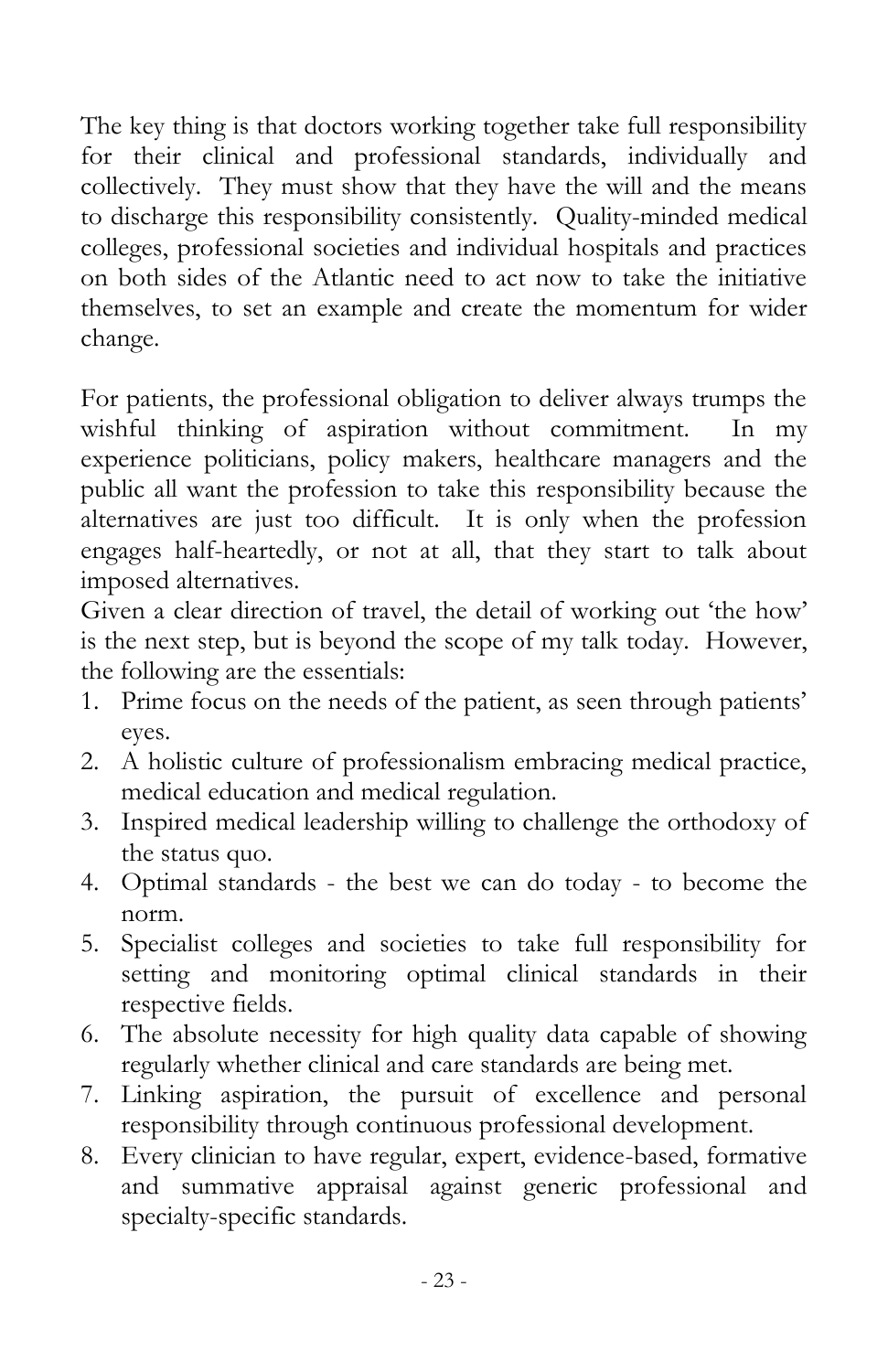The key thing is that doctors working together take full responsibility for their clinical and professional standards, individually and collectively. They must show that they have the will and the means to discharge this responsibility consistently. Quality-minded medical colleges, professional societies and individual hospitals and practices on both sides of the Atlantic need to act now to take the initiative themselves, to set an example and create the momentum for wider change.

For patients, the professional obligation to deliver always trumps the wishful thinking of aspiration without commitment. In my experience politicians, policy makers, healthcare managers and the public all want the profession to take this responsibility because the alternatives are just too difficult. It is only when the profession engages half-heartedly, or not at all, that they start to talk about imposed alternatives.

Given a clear direction of travel, the detail of working out 'the how' is the next step, but is beyond the scope of my talk today. However, the following are the essentials:

1. Prime focus on the needs of the patient, as seen through patients' eyes.
2. A holistic culture of professionalism embracing medical practice, medical education and medical regulation.
3. Inspired medical leadership willing to challenge the orthodoxy of the status quo.
4. Optimal standards - the best we can do today - to become the norm.
5. Specialist colleges and societies to take full responsibility for setting and monitoring optimal clinical standards in their respective fields.
6. The absolute necessity for high quality data capable of showing regularly whether clinical and care standards are being met.
7. Linking aspiration, the pursuit of excellence and personal responsibility through continuous professional development.
8. Every clinician to have regular, expert, evidence-based, formative and summative appraisal against generic professional and specialty-specific standards.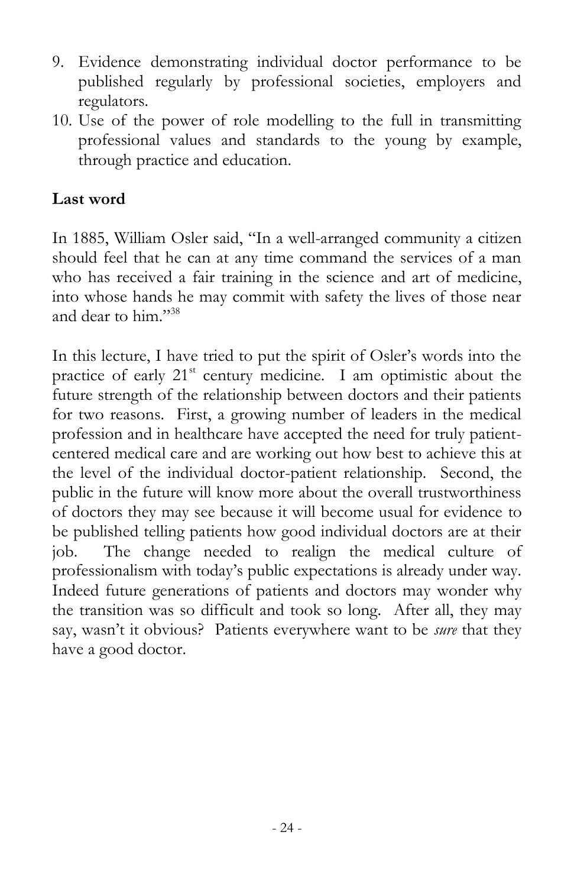9. Evidence demonstrating individual doctor performance to be published regularly by professional societies, employers and regulators.
10. Use of the power of role modelling to the full in transmitting professional values and standards to the young by example, through practice and education.

**Last word**

In 1885, William Osler said, "In a well-arranged community a citizen should feel that he can at any time command the services of a man who has received a fair training in the science and art of medicine, into whose hands he may commit with safety the lives of those near and dear to him."[38]

In this lecture, I have tried to put the spirit of Osler's words into the practice of early 21st century medicine. I am optimistic about the future strength of the relationship between doctors and their patients for two reasons. First, a growing number of leaders in the medical profession and in healthcare have accepted the need for truly patient-centered medical care and are working out how best to achieve this at the level of the individual doctor-patient relationship. Second, the public in the future will know more about the overall trustworthiness of doctors they may see because it will become usual for evidence to be published telling patients how good individual doctors are at their job. The change needed to realign the medical culture of professionalism with today's public expectations is already under way. Indeed future generations of patients and doctors may wonder why the transition was so difficult and took so long. After all, they may say, wasn't it obvious? Patients everywhere want to be *sure* that they have a good doctor.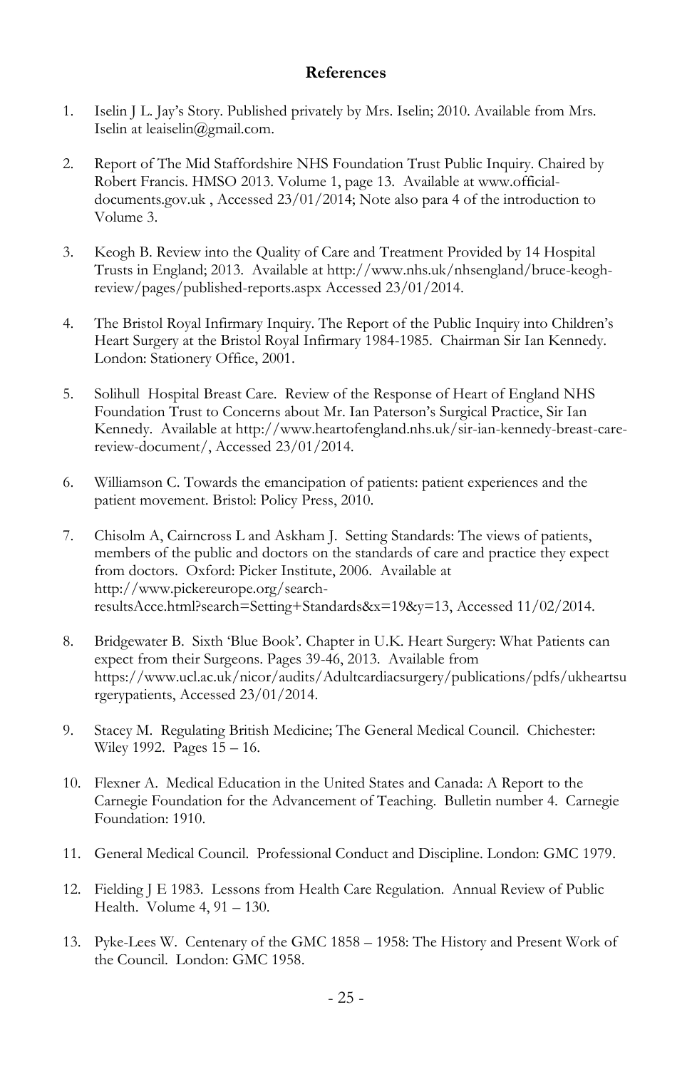## References

1. Iselin J L. Jay's Story. Published privately by Mrs. Iselin; 2010. Available from Mrs. Iselin at leaiselin@gmail.com.

2. Report of The Mid Staffordshire NHS Foundation Trust Public Inquiry. Chaired by Robert Francis. HMSO 2013. Volume 1, page 13. Available at www.official-documents.gov.uk , Accessed 23/01/2014; Note also para 4 of the introduction to Volume 3.

3. Keogh B. Review into the Quality of Care and Treatment Provided by 14 Hospital Trusts in England; 2013. Available at http://www.nhs.uk/nhsengland/bruce-keogh-review/pages/published-reports.aspx Accessed 23/01/2014.

4. The Bristol Royal Infirmary Inquiry. The Report of the Public Inquiry into Children's Heart Surgery at the Bristol Royal Infirmary 1984-1985. Chairman Sir Ian Kennedy. London: Stationery Office, 2001.

5. Solihull Hospital Breast Care. Review of the Response of Heart of England NHS Foundation Trust to Concerns about Mr. Ian Paterson's Surgical Practice, Sir Ian Kennedy. Available at http://www.heartofengland.nhs.uk/sir-ian-kennedy-breast-care-review-document/, Accessed 23/01/2014.

6. Williamson C. Towards the emancipation of patients: patient experiences and the patient movement. Bristol: Policy Press, 2010.

7. Chisolm A, Cairncross L and Askham J. Setting Standards: The views of patients, members of the public and doctors on the standards of care and practice they expect from doctors. Oxford: Picker Institute, 2006. Available at http://www.pickereurope.org/search-resultsAcce.html?search=Setting+Standards&x=19&y=13, Accessed 11/02/2014.

8. Bridgewater B. Sixth 'Blue Book'. Chapter in U.K. Heart Surgery: What Patients can expect from their Surgeons. Pages 39-46, 2013. Available from https://www.ucl.ac.uk/nicor/audits/Adultcardiacsurgery/publications/pdfs/ukheartsurgerypatients, Accessed 23/01/2014.

9. Stacey M. Regulating British Medicine; The General Medical Council. Chichester: Wiley 1992. Pages 15 – 16.

10. Flexner A. Medical Education in the United States and Canada: A Report to the Carnegie Foundation for the Advancement of Teaching. Bulletin number 4. Carnegie Foundation: 1910.

11. General Medical Council. Professional Conduct and Discipline. London: GMC 1979.

12. Fielding J E 1983. Lessons from Health Care Regulation. Annual Review of Public Health. Volume 4, 91 – 130.

13. Pyke-Lees W. Centenary of the GMC 1858 – 1958: The History and Present Work of the Council. London: GMC 1958.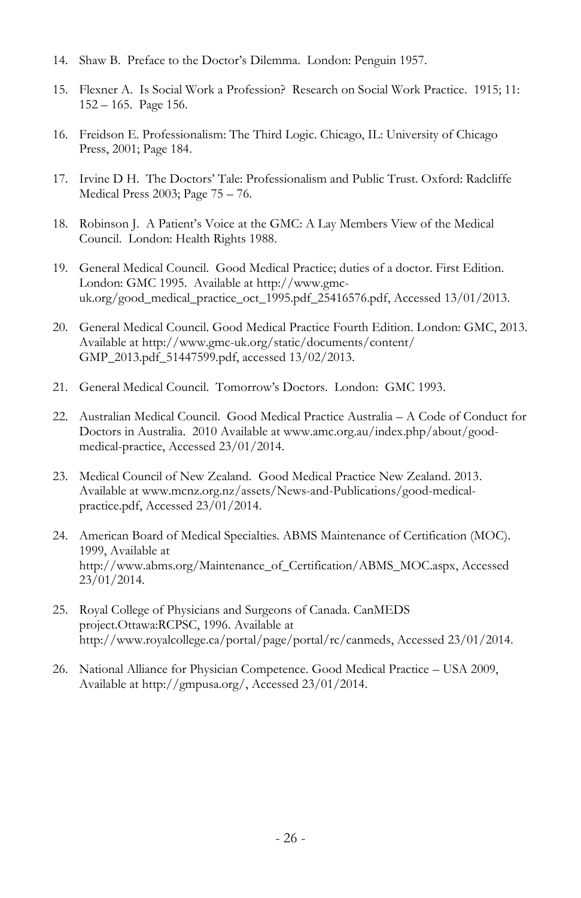14. Shaw B. Preface to the Doctor's Dilemma. London: Penguin 1957.

15. Flexner A. Is Social Work a Profession? Research on Social Work Practice. 1915; 11: 152 – 165. Page 156.

16. Freidson E. Professionalism: The Third Logic. Chicago, IL: University of Chicago Press, 2001; Page 184.

17. Irvine D H. The Doctors' Tale: Professionalism and Public Trust. Oxford: Radcliffe Medical Press 2003; Page 75 – 76.

18. Robinson J. A Patient's Voice at the GMC: A Lay Members View of the Medical Council. London: Health Rights 1988.

19. General Medical Council. Good Medical Practice; duties of a doctor. First Edition. London: GMC 1995. Available at http://www.gmc-uk.org/good_medical_practice_oct_1995.pdf_25416576.pdf, Accessed 13/01/2013.

20. General Medical Council. Good Medical Practice Fourth Edition. London: GMC, 2013. Available at http://www.gmc-uk.org/static/documents/content/GMP_2013.pdf_51447599.pdf, accessed 13/02/2013.

21. General Medical Council. Tomorrow's Doctors. London: GMC 1993.

22. Australian Medical Council. Good Medical Practice Australia – A Code of Conduct for Doctors in Australia. 2010 Available at www.amc.org.au/index.php/about/good-medical-practice, Accessed 23/01/2014.

23. Medical Council of New Zealand. Good Medical Practice New Zealand. 2013. Available at www.mcnz.org.nz/assets/News-and-Publications/good-medical-practice.pdf, Accessed 23/01/2014.

24. American Board of Medical Specialties. ABMS Maintenance of Certification (MOC). 1999, Available at http://www.abms.org/Maintenance_of_Certification/ABMS_MOC.aspx, Accessed 23/01/2014.

25. Royal College of Physicians and Surgeons of Canada. CanMEDS project.Ottawa:RCPSC, 1996. Available at http://www.royalcollege.ca/portal/page/portal/rc/canmeds, Accessed 23/01/2014.

26. National Alliance for Physician Competence. Good Medical Practice – USA 2009, Available at http://gmpusa.org/, Accessed 23/01/2014.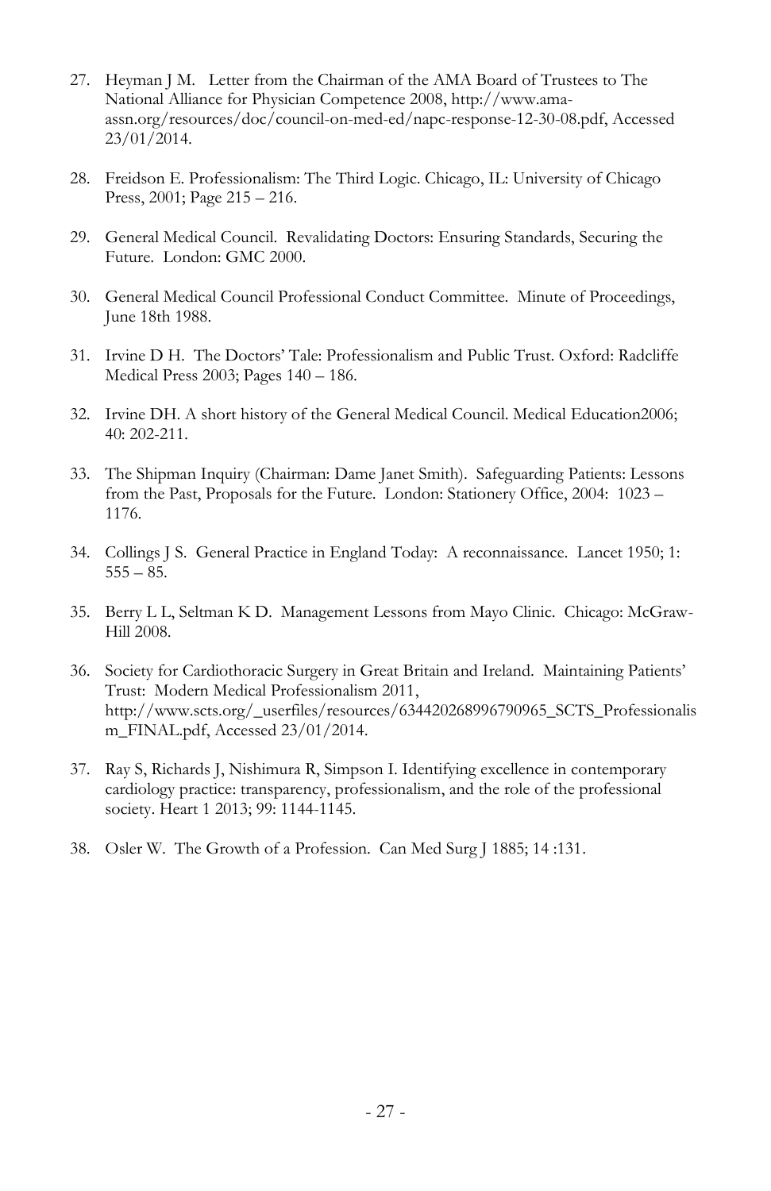27. Heyman J M. Letter from the Chairman of the AMA Board of Trustees to The National Alliance for Physician Competence 2008, http://www.ama-assn.org/resources/doc/council-on-med-ed/napc-response-12-30-08.pdf, Accessed 23/01/2014.

28. Freidson E. Professionalism: The Third Logic. Chicago, IL: University of Chicago Press, 2001; Page 215 – 216.

29. General Medical Council. Revalidating Doctors: Ensuring Standards, Securing the Future. London: GMC 2000.

30. General Medical Council Professional Conduct Committee. Minute of Proceedings, June 18th 1988.

31. Irvine D H. The Doctors' Tale: Professionalism and Public Trust. Oxford: Radcliffe Medical Press 2003; Pages 140 – 186.

32. Irvine DH. A short history of the General Medical Council. Medical Education2006; 40: 202-211.

33. The Shipman Inquiry (Chairman: Dame Janet Smith). Safeguarding Patients: Lessons from the Past, Proposals for the Future. London: Stationery Office, 2004: 1023 – 1176.

34. Collings J S. General Practice in England Today: A reconnaissance. Lancet 1950; 1: 555 – 85.

35. Berry L L, Seltman K D. Management Lessons from Mayo Clinic. Chicago: McGraw-Hill 2008.

36. Society for Cardiothoracic Surgery in Great Britain and Ireland. Maintaining Patients' Trust: Modern Medical Professionalism 2011, http://www.scts.org/_userfiles/resources/634420268996790965_SCTS_Professionalism_FINAL.pdf, Accessed 23/01/2014.

37. Ray S, Richards J, Nishimura R, Simpson I. Identifying excellence in contemporary cardiology practice: transparency, professionalism, and the role of the professional society. Heart 1 2013; 99: 1144-1145.

38. Osler W. The Growth of a Profession. Can Med Surg J 1885; 14 :131.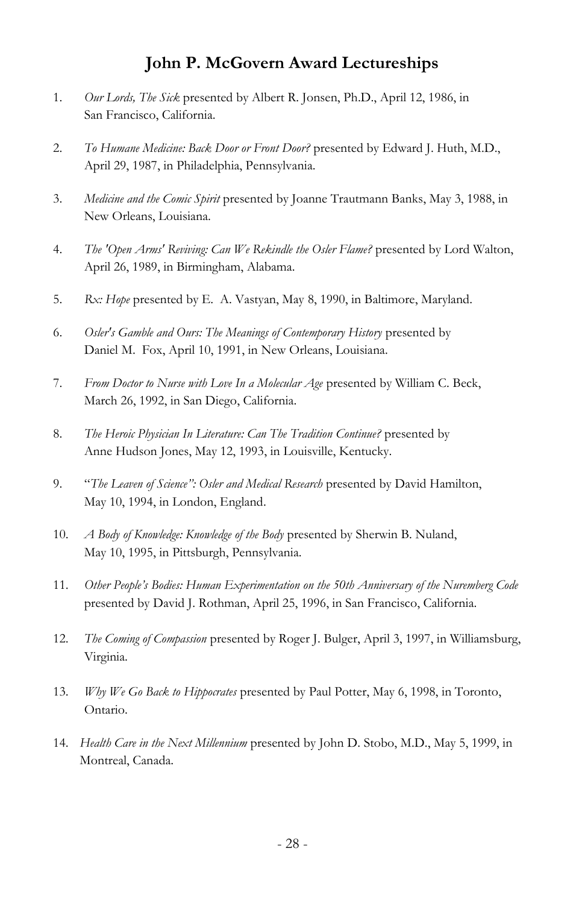# John P. McGovern Award Lectureships

1. *Our Lords, The Sick* presented by Albert R. Jonsen, Ph.D., April 12, 1986, in San Francisco, California.

2. *To Humane Medicine: Back Door or Front Door?* presented by Edward J. Huth, M.D., April 29, 1987, in Philadelphia, Pennsylvania.

3. *Medicine and the Comic Spirit* presented by Joanne Trautmann Banks, May 3, 1988, in New Orleans, Louisiana.

4. *The 'Open Arms' Reviving: Can We Rekindle the Osler Flame?* presented by Lord Walton, April 26, 1989, in Birmingham, Alabama.

5. *Rx: Hope* presented by E. A. Vastyan, May 8, 1990, in Baltimore, Maryland.

6. *Osler's Gamble and Ours: The Meanings of Contemporary History* presented by Daniel M. Fox, April 10, 1991, in New Orleans, Louisiana.

7. *From Doctor to Nurse with Love In a Molecular Age* presented by William C. Beck, March 26, 1992, in San Diego, California.

8. *The Heroic Physician In Literature: Can The Tradition Continue?* presented by Anne Hudson Jones, May 12, 1993, in Louisville, Kentucky.

9. "*The Leaven of Science": Osler and Medical Research* presented by David Hamilton, May 10, 1994, in London, England.

10. *A Body of Knowledge: Knowledge of the Body* presented by Sherwin B. Nuland, May 10, 1995, in Pittsburgh, Pennsylvania.

11. *Other People's Bodies: Human Experimentation on the 50th Anniversary of the Nuremberg Code* presented by David J. Rothman, April 25, 1996, in San Francisco, California.

12. *The Coming of Compassion* presented by Roger J. Bulger, April 3, 1997, in Williamsburg, Virginia.

13. *Why We Go Back to Hippocrates* presented by Paul Potter, May 6, 1998, in Toronto, Ontario.

14. *Health Care in the Next Millennium* presented by John D. Stobo, M.D., May 5, 1999, in Montreal, Canada.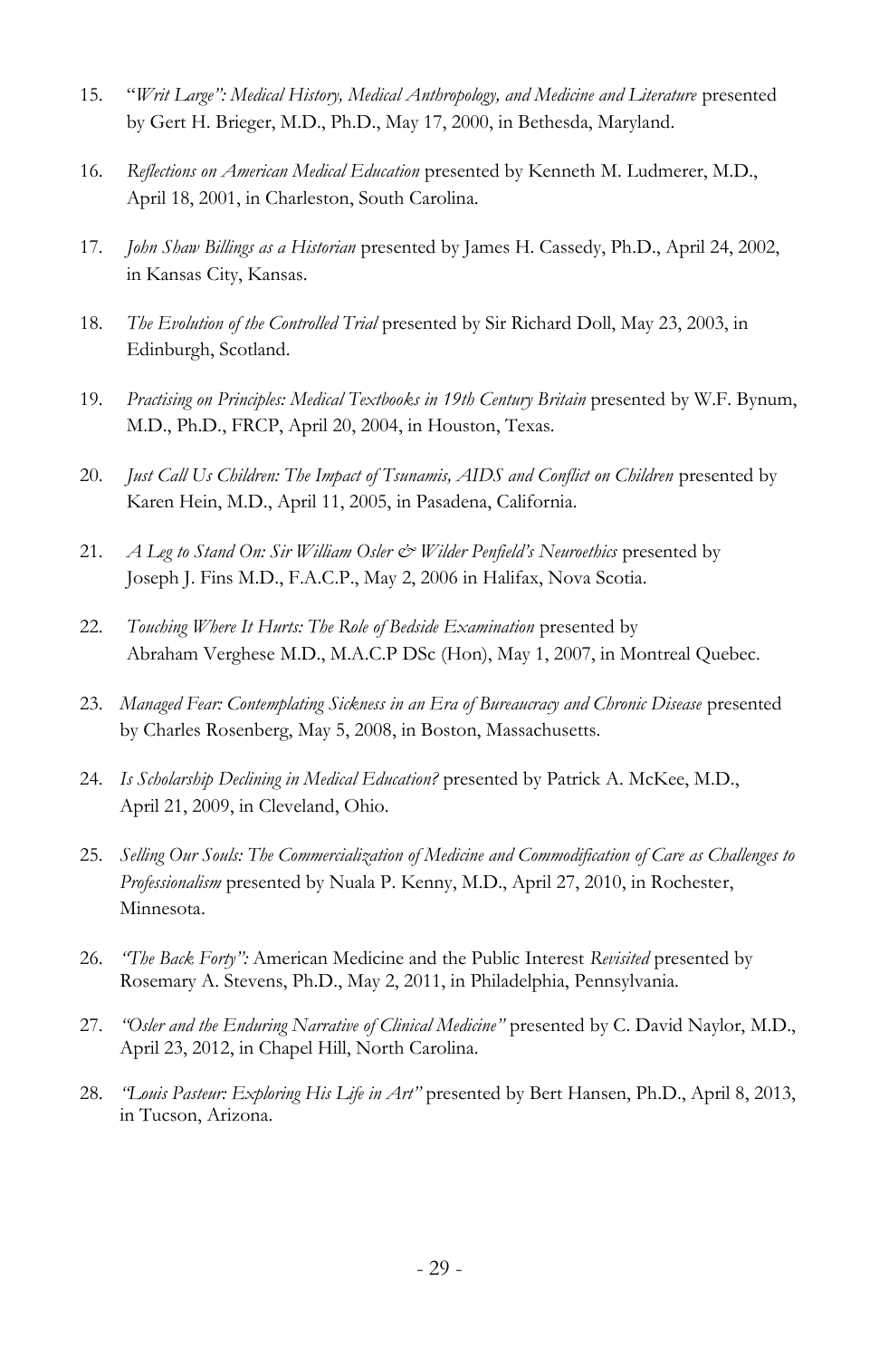15. "*Writ Large": Medical History, Medical Anthropology, and Medicine and Literature* presented by Gert H. Brieger, M.D., Ph.D., May 17, 2000, in Bethesda, Maryland.

16. *Reflections on American Medical Education* presented by Kenneth M. Ludmerer, M.D., April 18, 2001, in Charleston, South Carolina.

17. *John Shaw Billings as a Historian* presented by James H. Cassedy, Ph.D., April 24, 2002, in Kansas City, Kansas.

18. *The Evolution of the Controlled Trial* presented by Sir Richard Doll, May 23, 2003, in Edinburgh, Scotland.

19. *Practising on Principles: Medical Textbooks in 19th Century Britain* presented by W.F. Bynum, M.D., Ph.D., FRCP, April 20, 2004, in Houston, Texas.

20. *Just Call Us Children: The Impact of Tsunamis, AIDS and Conflict on Children* presented by Karen Hein, M.D., April 11, 2005, in Pasadena, California.

21. *A Leg to Stand On: Sir William Osler & Wilder Penfield's Neuroethics* presented by Joseph J. Fins M.D., F.A.C.P., May 2, 2006 in Halifax, Nova Scotia.

22. *Touching Where It Hurts: The Role of Bedside Examination* presented by Abraham Verghese M.D., M.A.C.P DSc (Hon), May 1, 2007, in Montreal Quebec.

23. *Managed Fear: Contemplating Sickness in an Era of Bureaucracy and Chronic Disease* presented by Charles Rosenberg, May 5, 2008, in Boston, Massachusetts.

24. *Is Scholarship Declining in Medical Education?* presented by Patrick A. McKee, M.D., April 21, 2009, in Cleveland, Ohio.

25. *Selling Our Souls: The Commercialization of Medicine and Commodification of Care as Challenges to Professionalism* presented by Nuala P. Kenny, M.D., April 27, 2010, in Rochester, Minnesota.

26. *"The Back Forty":* American Medicine and the Public Interest *Revisited* presented by Rosemary A. Stevens, Ph.D., May 2, 2011, in Philadelphia, Pennsylvania.

27. *"Osler and the Enduring Narrative of Clinical Medicine"* presented by C. David Naylor, M.D., April 23, 2012, in Chapel Hill, North Carolina.

28. *"Louis Pasteur: Exploring His Life in Art"* presented by Bert Hansen, Ph.D., April 8, 2013, in Tucson, Arizona.